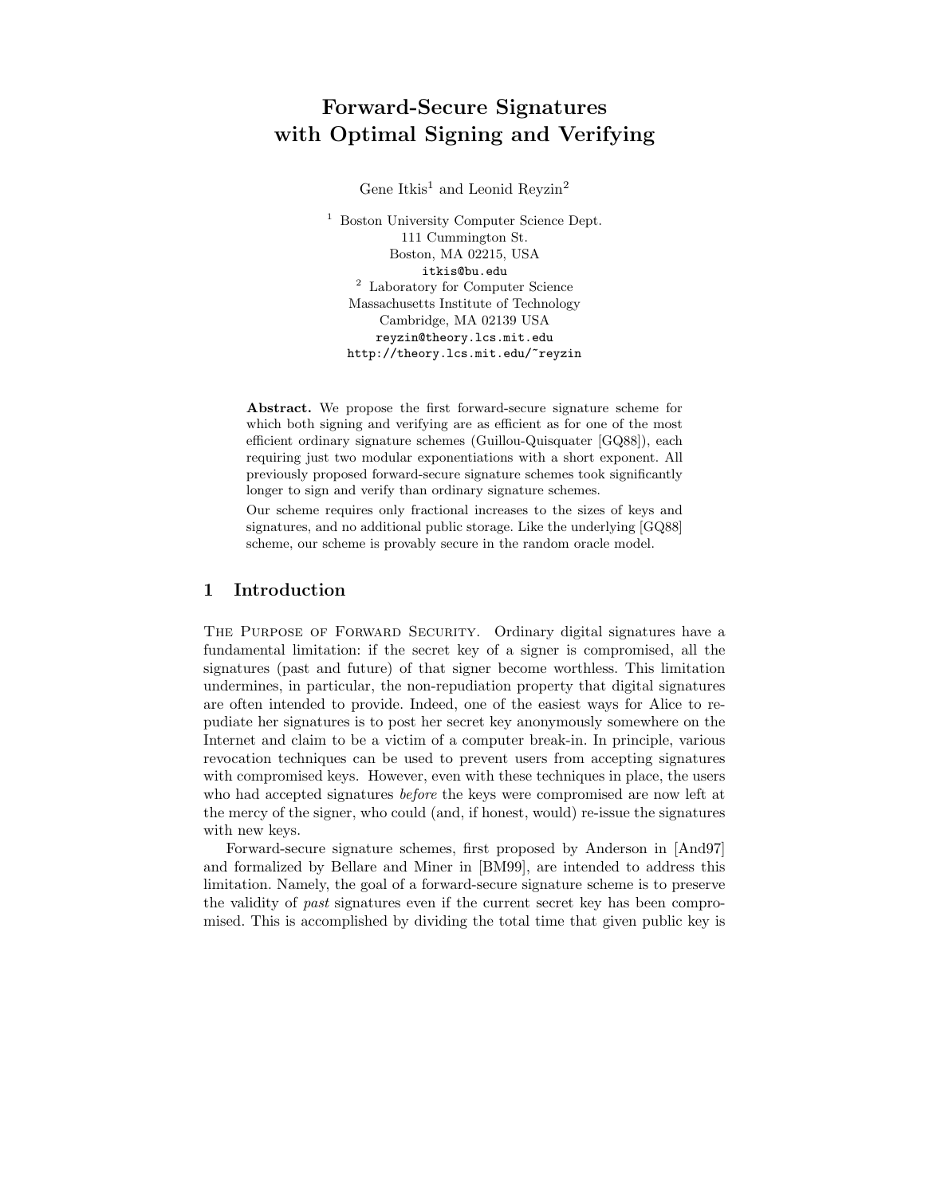# Forward-Secure Signatures with Optimal Signing and Verifying

Gene Itkis[1] and Leonid Reyzin[2]

[1] Boston University Computer Science Dept.
111 Cummington St.
Boston, MA 02215, USA
itkis@bu.edu

[2] Laboratory for Computer Science
Massachusetts Institute of Technology
Cambridge, MA 02139 USA
reyzin@theory.lcs.mit.edu
http://theory.lcs.mit.edu/~reyzin

**Abstract.** We propose the first forward-secure signature scheme for which both signing and verifying are as efficient as for one of the most efficient ordinary signature schemes (Guillou-Quisquater [GQ88]), each requiring just two modular exponentiations with a short exponent. All previously proposed forward-secure signature schemes took significantly longer to sign and verify than ordinary signature schemes.

Our scheme requires only fractional increases to the sizes of keys and signatures, and no additional public storage. Like the underlying [GQ88] scheme, our scheme is provably secure in the random oracle model.

## 1 Introduction

The Purpose of Forward Security. Ordinary digital signatures have a fundamental limitation: if the secret key of a signer is compromised, all the signatures (past and future) of that signer become worthless. This limitation undermines, in particular, the non-repudiation property that digital signatures are often intended to provide. Indeed, one of the easiest ways for Alice to repudiate her signatures is to post her secret key anonymously somewhere on the Internet and claim to be a victim of a computer break-in. In principle, various revocation techniques can be used to prevent users from accepting signatures with compromised keys. However, even with these techniques in place, the users who had accepted signatures *before* the keys were compromised are now left at the mercy of the signer, who could (and, if honest, would) re-issue the signatures with new keys.

Forward-secure signature schemes, first proposed by Anderson in [And97] and formalized by Bellare and Miner in [BM99], are intended to address this limitation. Namely, the goal of a forward-secure signature scheme is to preserve the validity of *past* signatures even if the current secret key has been compromised. This is accomplished by dividing the total time that given public key is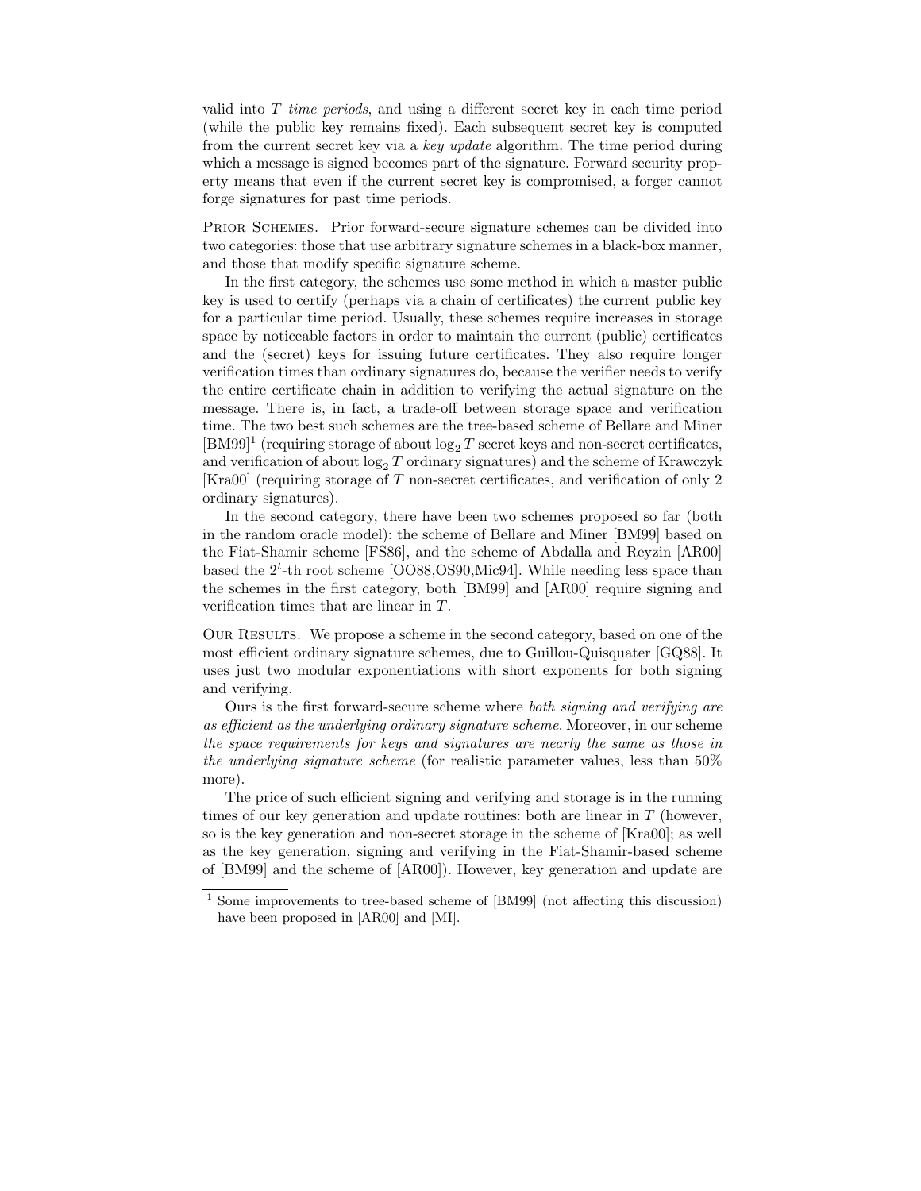valid into $T$ *time periods*, and using a different secret key in each time period (while the public key remains fixed). Each subsequent secret key is computed from the current secret key via a *key update* algorithm. The time period during which a message is signed becomes part of the signature. Forward security property means that even if the current secret key is compromised, a forger cannot forge signatures for past time periods.

PRIOR SCHEMES. Prior forward-secure signature schemes can be divided into two categories: those that use arbitrary signature schemes in a black-box manner, and those that modify specific signature scheme.

In the first category, the schemes use some method in which a master public key is used to certify (perhaps via a chain of certificates) the current public key for a particular time period. Usually, these schemes require increases in storage space by noticeable factors in order to maintain the current (public) certificates and the (secret) keys for issuing future certificates. They also require longer verification times than ordinary signatures do, because the verifier needs to verify the entire certificate chain in addition to verifying the actual signature on the message. There is, in fact, a trade-off between storage space and verification time. The two best such schemes are the tree-based scheme of Bellare and Miner [BM99][1] (requiring storage of about $\log_2 T$ secret keys and non-secret certificates, and verification of about $\log_2 T$ ordinary signatures) and the scheme of Krawczyk [Kra00] (requiring storage of $T$ non-secret certificates, and verification of only 2 ordinary signatures).

In the second category, there have been two schemes proposed so far (both in the random oracle model): the scheme of Bellare and Miner [BM99] based on the Fiat-Shamir scheme [FS86], and the scheme of Abdalla and Reyzin [AR00] based the $2^t$-th root scheme [OO88,OS90,Mic94]. While needing less space than the schemes in the first category, both [BM99] and [AR00] require signing and verification times that are linear in $T$.

OUR RESULTS. We propose a scheme in the second category, based on one of the most efficient ordinary signature schemes, due to Guillou-Quisquater [GQ88]. It uses just two modular exponentiations with short exponents for both signing and verifying.

Ours is the first forward-secure scheme where *both signing and verifying are as efficient as the underlying ordinary signature scheme*. Moreover, in our scheme *the space requirements for keys and signatures are nearly the same as those in the underlying signature scheme* (for realistic parameter values, less than 50% more).

The price of such efficient signing and verifying and storage is in the running times of our key generation and update routines: both are linear in $T$ (however, so is the key generation and non-secret storage in the scheme of [Kra00]; as well as the key generation, signing and verifying in the Fiat-Shamir-based scheme of [BM99] and the scheme of [AR00]). However, key generation and update are

[1] Some improvements to tree-based scheme of [BM99] (not affecting this discussion) have been proposed in [AR00] and [MI].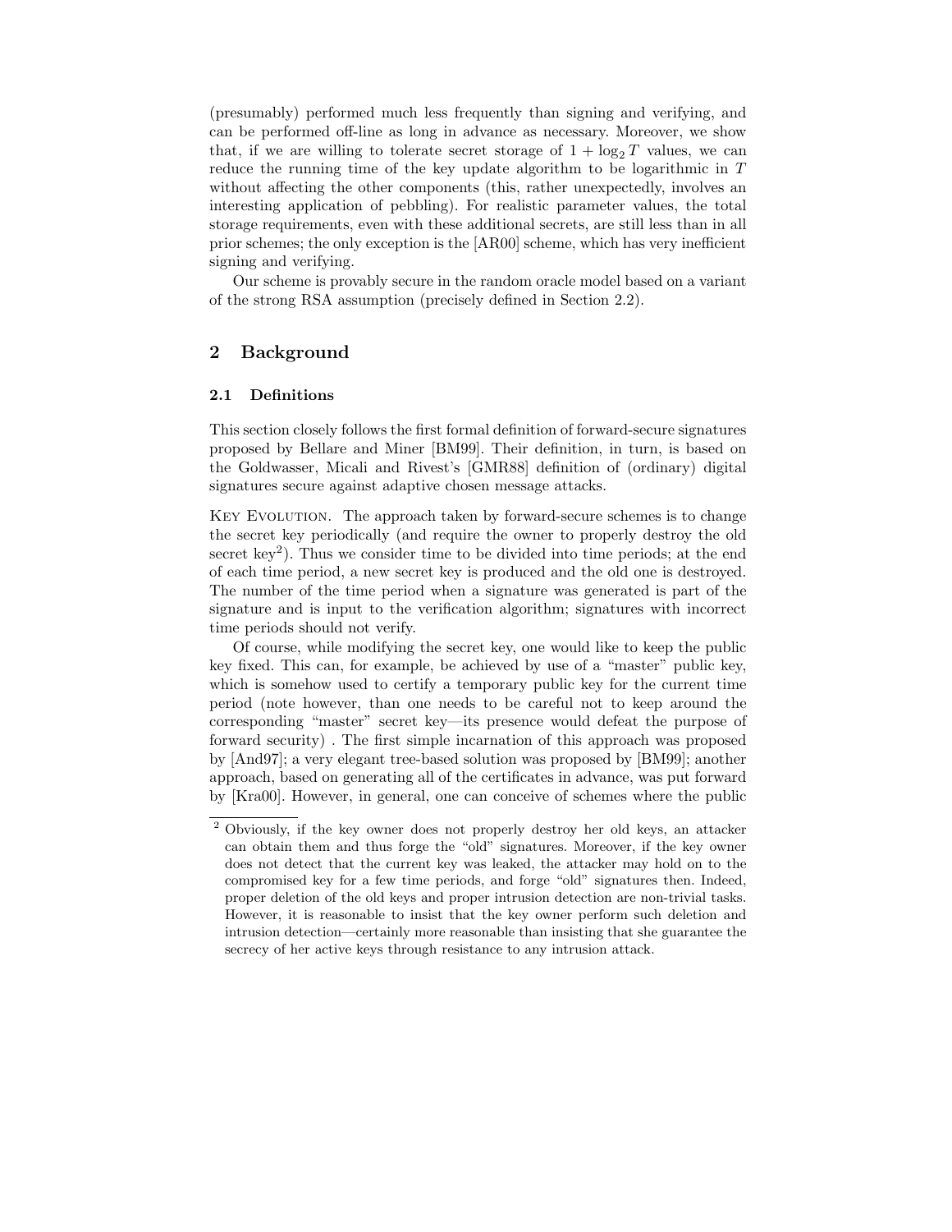(presumably) performed much less frequently than signing and verifying, and can be performed off-line as long in advance as necessary. Moreover, we show that, if we are willing to tolerate secret storage of $1 + \log_2 T$ values, we can reduce the running time of the key update algorithm to be logarithmic in $T$ without affecting the other components (this, rather unexpectedly, involves an interesting application of pebbling). For realistic parameter values, the total storage requirements, even with these additional secrets, are still less than in all prior schemes; the only exception is the [AR00] scheme, which has very inefficient signing and verifying.

Our scheme is provably secure in the random oracle model based on a variant of the strong RSA assumption (precisely defined in Section 2.2).

## 2 Background

### 2.1 Definitions

This section closely follows the first formal definition of forward-secure signatures proposed by Bellare and Miner [BM99]. Their definition, in turn, is based on the Goldwasser, Micali and Rivest's [GMR88] definition of (ordinary) digital signatures secure against adaptive chosen message attacks.

Key Evolution. The approach taken by forward-secure schemes is to change the secret key periodically (and require the owner to properly destroy the old secret key[2]). Thus we consider time to be divided into time periods; at the end of each time period, a new secret key is produced and the old one is destroyed. The number of the time period when a signature was generated is part of the signature and is input to the verification algorithm; signatures with incorrect time periods should not verify.

Of course, while modifying the secret key, one would like to keep the public key fixed. This can, for example, be achieved by use of a "master" public key, which is somehow used to certify a temporary public key for the current time period (note however, than one needs to be careful not to keep around the corresponding "master" secret key—its presence would defeat the purpose of forward security) . The first simple incarnation of this approach was proposed by [And97]; a very elegant tree-based solution was proposed by [BM99]; another approach, based on generating all of the certificates in advance, was put forward by [Kra00]. However, in general, one can conceive of schemes where the public

[2] Obviously, if the key owner does not properly destroy her old keys, an attacker can obtain them and thus forge the "old" signatures. Moreover, if the key owner does not detect that the current key was leaked, the attacker may hold on to the compromised key for a few time periods, and forge "old" signatures then. Indeed, proper deletion of the old keys and proper intrusion detection are non-trivial tasks. However, it is reasonable to insist that the key owner perform such deletion and intrusion detection—certainly more reasonable than insisting that she guarantee the secrecy of her active keys through resistance to any intrusion attack.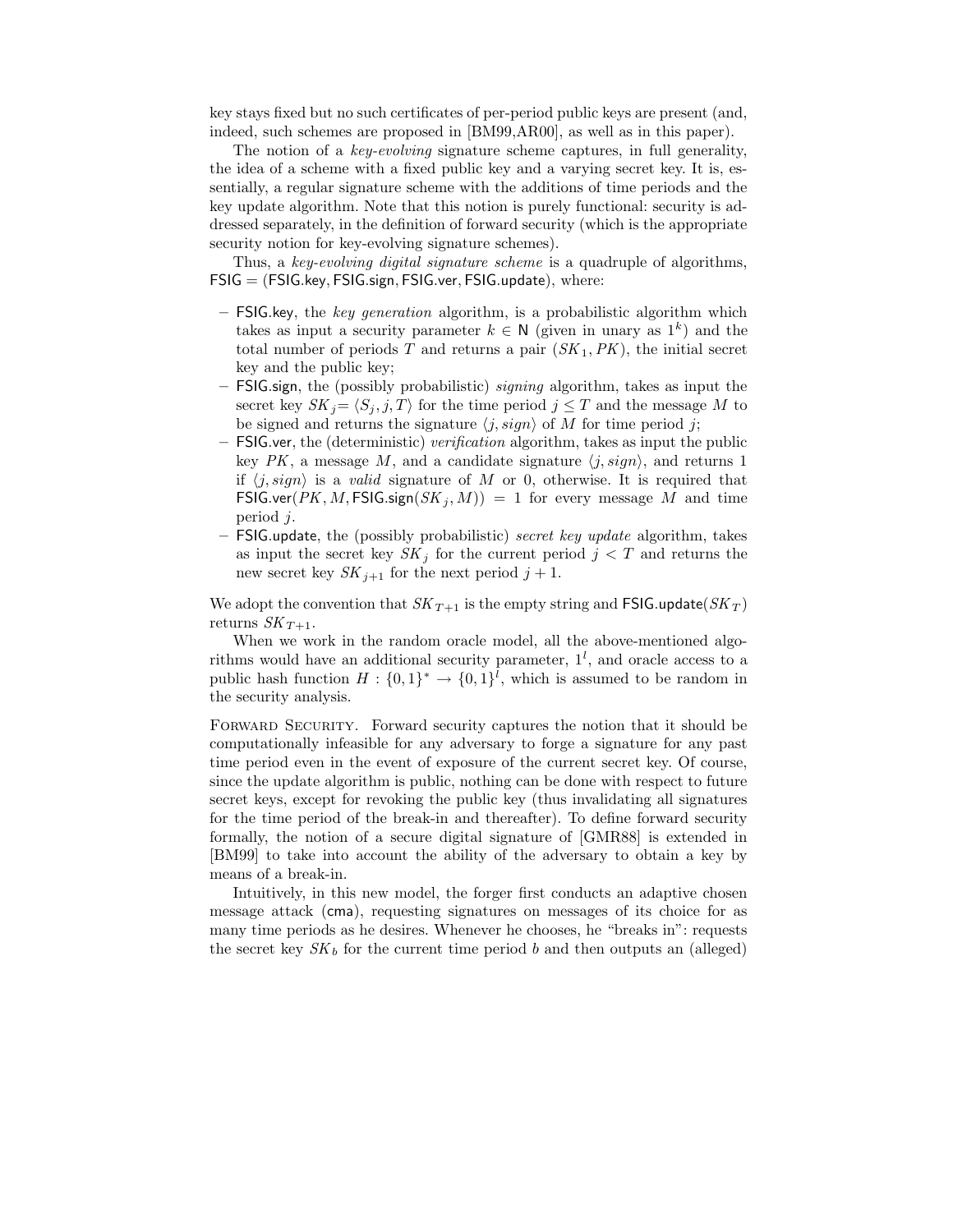key stays fixed but no such certificates of per-period public keys are present (and, indeed, such schemes are proposed in [BM99,AR00], as well as in this paper).

The notion of a *key-evolving* signature scheme captures, in full generality, the idea of a scheme with a fixed public key and a varying secret key. It is, essentially, a regular signature scheme with the additions of time periods and the key update algorithm. Note that this notion is purely functional: security is addressed separately, in the definition of forward security (which is the appropriate security notion for key-evolving signature schemes).

Thus, a *key-evolving digital signature scheme* is a quadruple of algorithms, $\mathsf{FSIG} = (\mathsf{FSIG.key}, \mathsf{FSIG.sign}, \mathsf{FSIG.ver}, \mathsf{FSIG.update})$, where:

- $\mathsf{FSIG.key}$, the *key generation* algorithm, is a probabilistic algorithm which takes as input a security parameter $k \in \mathsf{N}$ (given in unary as $1^k$) and the total number of periods $T$ and returns a pair $(SK_1, PK)$, the initial secret key and the public key;
- $\mathsf{FSIG.sign}$, the (possibly probabilistic) *signing* algorithm, takes as input the secret key $SK_j = \langle S_j, j, T \rangle$ for the time period $j \leq T$ and the message $M$ to be signed and returns the signature $\langle j, sign \rangle$ of $M$ for time period $j$;
- $\mathsf{FSIG.ver}$, the (deterministic) *verification* algorithm, takes as input the public key $PK$, a message $M$, and a candidate signature $\langle j, sign \rangle$, and returns 1 if $\langle j, sign \rangle$ is a *valid* signature of $M$ or 0, otherwise. It is required that $\mathsf{FSIG.ver}(PK, M, \mathsf{FSIG.sign}(SK_j, M)) = 1$ for every message $M$ and time period $j$.
- $\mathsf{FSIG.update}$, the (possibly probabilistic) *secret key update* algorithm, takes as input the secret key $SK_j$ for the current period $j < T$ and returns the new secret key $SK_{j+1}$ for the next period $j + 1$.

We adopt the convention that $SK_{T+1}$ is the empty string and $\mathsf{FSIG.update}(SK_T)$ returns $SK_{T+1}$.

When we work in the random oracle model, all the above-mentioned algorithms would have an additional security parameter, $1^l$, and oracle access to a public hash function $H : \{0,1\}^* \to \{0,1\}^l$, which is assumed to be random in the security analysis.

FORWARD SECURITY. Forward security captures the notion that it should be computationally infeasible for any adversary to forge a signature for any past time period even in the event of exposure of the current secret key. Of course, since the update algorithm is public, nothing can be done with respect to future secret keys, except for revoking the public key (thus invalidating all signatures for the time period of the break-in and thereafter). To define forward security formally, the notion of a secure digital signature of [GMR88] is extended in [BM99] to take into account the ability of the adversary to obtain a key by means of a break-in.

Intuitively, in this new model, the forger first conducts an adaptive chosen message attack ($\mathsf{cma}$), requesting signatures on messages of its choice for as many time periods as he desires. Whenever he chooses, he "breaks in": requests the secret key $SK_b$ for the current time period $b$ and then outputs an (alleged)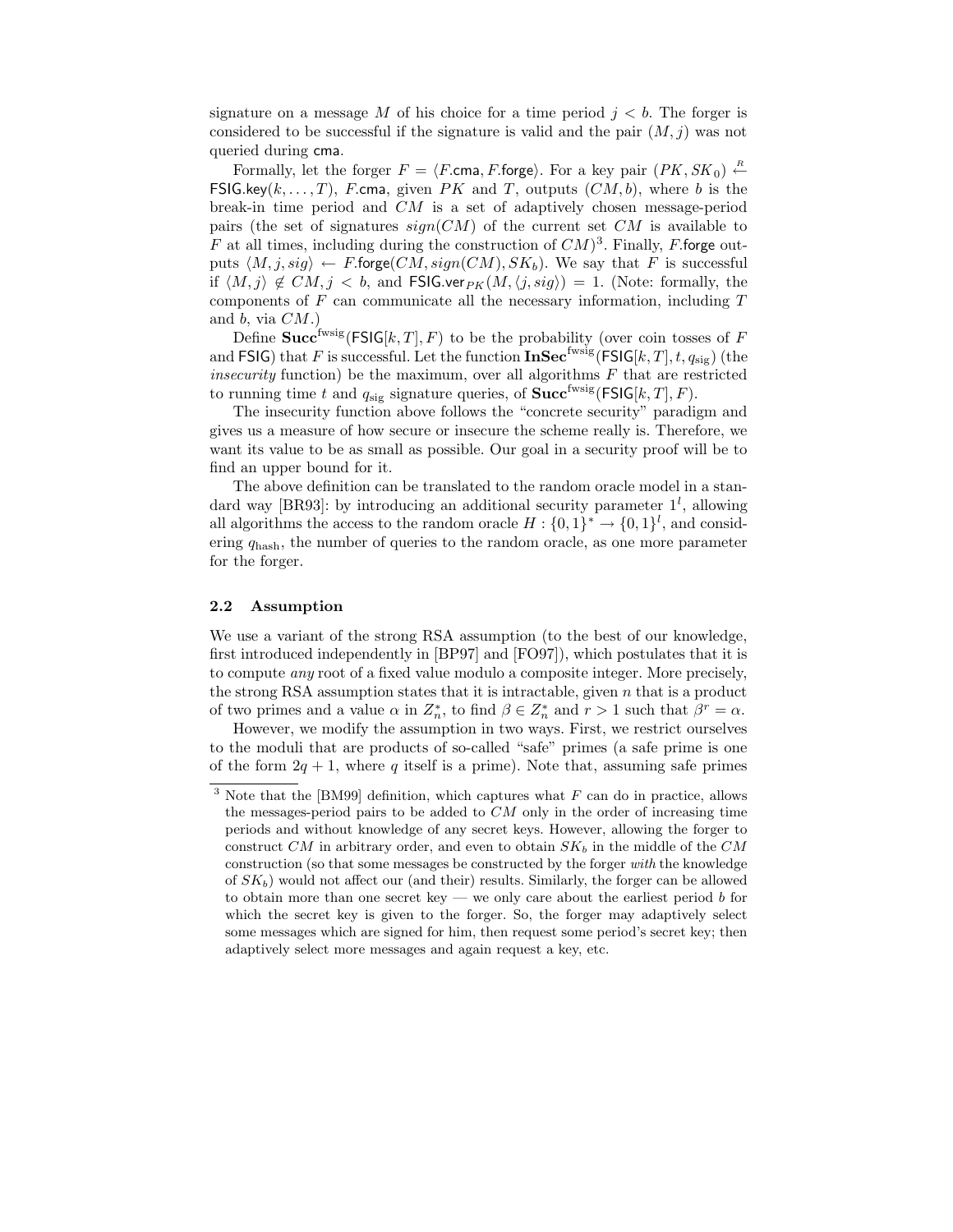signature on a message $M$ of his choice for a time period $j < b$. The forger is considered to be successful if the signature is valid and the pair $(M, j)$ was not queried during $\mathsf{cma}$.

Formally, let the forger $F = \langle F.\mathsf{cma}, F.\mathsf{forge}\rangle$. For a key pair $(PK, SK_0) \overset{R}{\leftarrow} \mathsf{FSIG.key}(k, \ldots, T)$, $F.\mathsf{cma}$, given $PK$ and $T$, outputs $(CM, b)$, where $b$ is the break-in time period and $CM$ is a set of adaptively chosen message-period pairs (the set of signatures $sign(CM)$ of the current set $CM$ is available to $F$ at all times, including during the construction of $CM$)[3]. Finally, $F.\mathsf{forge}$ outputs $\langle M, j, sig\rangle \leftarrow F.\mathsf{forge}(CM, sign(CM), SK_b)$. We say that $F$ is successful if $\langle M, j\rangle \notin CM$, $j < b$, and $\mathsf{FSIG.ver}_{PK}(M, \langle j, sig\rangle) = 1$. (Note: formally, the components of $F$ can communicate all the necessary information, including $T$ and $b$, via $CM$.)

Define $\mathbf{Succ}^{\mathrm{fwsig}}(\mathsf{FSIG}[k, T], F)$ to be the probability (over coin tosses of $F$ and $\mathsf{FSIG}$) that $F$ is successful. Let the function $\mathbf{InSec}^{\mathrm{fwsig}}(\mathsf{FSIG}[k, T], t, q_{\mathrm{sig}})$ (the *insecurity* function) be the maximum, over all algorithms $F$ that are restricted to running time $t$ and $q_{\mathrm{sig}}$ signature queries, of $\mathbf{Succ}^{\mathrm{fwsig}}(\mathsf{FSIG}[k, T], F)$.

The insecurity function above follows the "concrete security" paradigm and gives us a measure of how secure or insecure the scheme really is. Therefore, we want its value to be as small as possible. Our goal in a security proof will be to find an upper bound for it.

The above definition can be translated to the random oracle model in a standard way [BR93]: by introducing an additional security parameter $1^l$, allowing all algorithms the access to the random oracle $H : \{0,1\}^* \rightarrow \{0,1\}^l$, and considering $q_{\mathrm{hash}}$, the number of queries to the random oracle, as one more parameter for the forger.

### 2.2 Assumption

We use a variant of the strong RSA assumption (to the best of our knowledge, first introduced independently in [BP97] and [FO97]), which postulates that it is to compute *any* root of a fixed value modulo a composite integer. More precisely, the strong RSA assumption states that it is intractable, given $n$ that is a product of two primes and a value $\alpha$ in $Z_n^*$, to find $\beta \in Z_n^*$ and $r > 1$ such that $\beta^r = \alpha$.

However, we modify the assumption in two ways. First, we restrict ourselves to the moduli that are products of so-called "safe" primes (a safe prime is one of the form $2q + 1$, where $q$ itself is a prime). Note that, assuming safe primes

[3] Note that the [BM99] definition, which captures what $F$ can do in practice, allows the messages-period pairs to be added to $CM$ only in the order of increasing time periods and without knowledge of any secret keys. However, allowing the forger to construct $CM$ in arbitrary order, and even to obtain $SK_b$ in the middle of the $CM$ construction (so that some messages be constructed by the forger *with* the knowledge of $SK_b$) would not affect our (and their) results. Similarly, the forger can be allowed to obtain more than one secret key — we only care about the earliest period $b$ for which the secret key is given to the forger. So, the forger may adaptively select some messages which are signed for him, then request some period's secret key; then adaptively select more messages and again request a key, etc.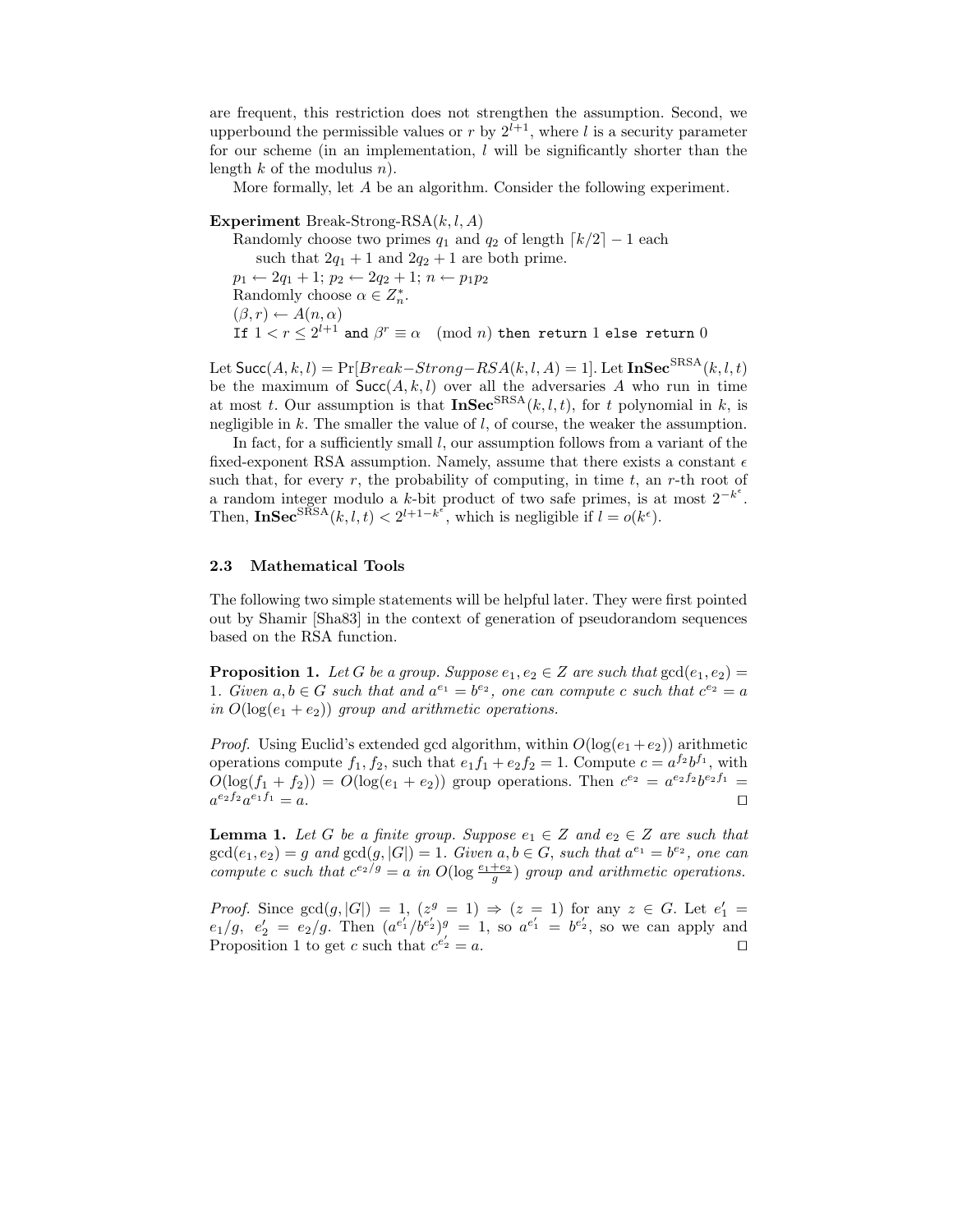are frequent, this restriction does not strengthen the assumption. Second, we upperbound the permissible values or $r$ by $2^{l+1}$, where $l$ is a security parameter for our scheme (in an implementation, $l$ will be significantly shorter than the length $k$ of the modulus $n$).

More formally, let $A$ be an algorithm. Consider the following experiment.

**Experiment** Break-Strong-RSA($k, l, A$)
Randomly choose two primes $q_1$ and $q_2$ of length $\lceil k/2 \rceil - 1$ each
such that $2q_1 + 1$ and $2q_2 + 1$ are both prime.
$p_1 \leftarrow 2q_1 + 1$; $p_2 \leftarrow 2q_2 + 1$; $n \leftarrow p_1 p_2$
Randomly choose $\alpha \in Z_n^*$.
$(\beta, r) \leftarrow A(n, \alpha)$
`If` $1 < r \leq 2^{l+1}$ `and` $\beta^r \equiv \alpha \pmod{n}$ `then return` 1 `else return` 0

Let $\mathsf{Succ}(A, k, l) = \Pr[Break{-}Strong{-}RSA(k, l, A) = 1]$. Let $\mathbf{InSec}^{\mathrm{SRSA}}(k, l, t)$ be the maximum of $\mathsf{Succ}(A, k, l)$ over all the adversaries $A$ who run in time at most $t$. Our assumption is that $\mathbf{InSec}^{\mathrm{SRSA}}(k, l, t)$, for $t$ polynomial in $k$, is negligible in $k$. The smaller the value of $l$, of course, the weaker the assumption.

In fact, for a sufficiently small $l$, our assumption follows from a variant of the fixed-exponent RSA assumption. Namely, assume that there exists a constant $\epsilon$ such that, for every $r$, the probability of computing, in time $t$, an $r$-th root of a random integer modulo a $k$-bit product of two safe primes, is at most $2^{-k^\epsilon}$. Then, $\mathbf{InSec}^{\mathrm{SRSA}}(k, l, t) < 2^{l+1-k^\epsilon}$, which is negligible if $l = o(k^\epsilon)$.

### 2.3 Mathematical Tools

The following two simple statements will be helpful later. They were first pointed out by Shamir [Sha83] in the context of generation of pseudorandom sequences based on the RSA function.

**Proposition 1.** *Let $G$ be a group. Suppose $e_1, e_2 \in Z$ are such that $\gcd(e_1, e_2) = 1$. Given $a, b \in G$ such that and $a^{e_1} = b^{e_2}$, one can compute $c$ such that $c^{e_2} = a$ in $O(\log(e_1 + e_2))$ group and arithmetic operations.*

*Proof.* Using Euclid's extended gcd algorithm, within $O(\log(e_1 + e_2))$ arithmetic operations compute $f_1, f_2$, such that $e_1 f_1 + e_2 f_2 = 1$. Compute $c = a^{f_2} b^{f_1}$, with $O(\log(f_1 + f_2)) = O(\log(e_1 + e_2))$ group operations. Then $c^{e_2} = a^{e_2 f_2} b^{e_2 f_1} = a^{e_2 f_2} a^{e_1 f_1} = a$. □

**Lemma 1.** *Let $G$ be a finite group. Suppose $e_1 \in Z$ and $e_2 \in Z$ are such that $\gcd(e_1, e_2) = g$ and $\gcd(g, |G|) = 1$. Given $a, b \in G$, such that $a^{e_1} = b^{e_2}$, one can compute $c$ such that $c^{e_2/g} = a$ in $O(\log \frac{e_1 + e_2}{g})$ group and arithmetic operations.*

*Proof.* Since $\gcd(g, |G|) = 1$, $(z^g = 1) \Rightarrow (z = 1)$ for any $z \in G$. Let $e_1' = e_1/g$, $e_2' = e_2/g$. Then $(a^{e_1'}/b^{e_2'})^g = 1$, so $a^{e_1'} = b^{e_2'}$, so we can apply and Proposition 1 to get $c$ such that $c^{e_2'} = a$. □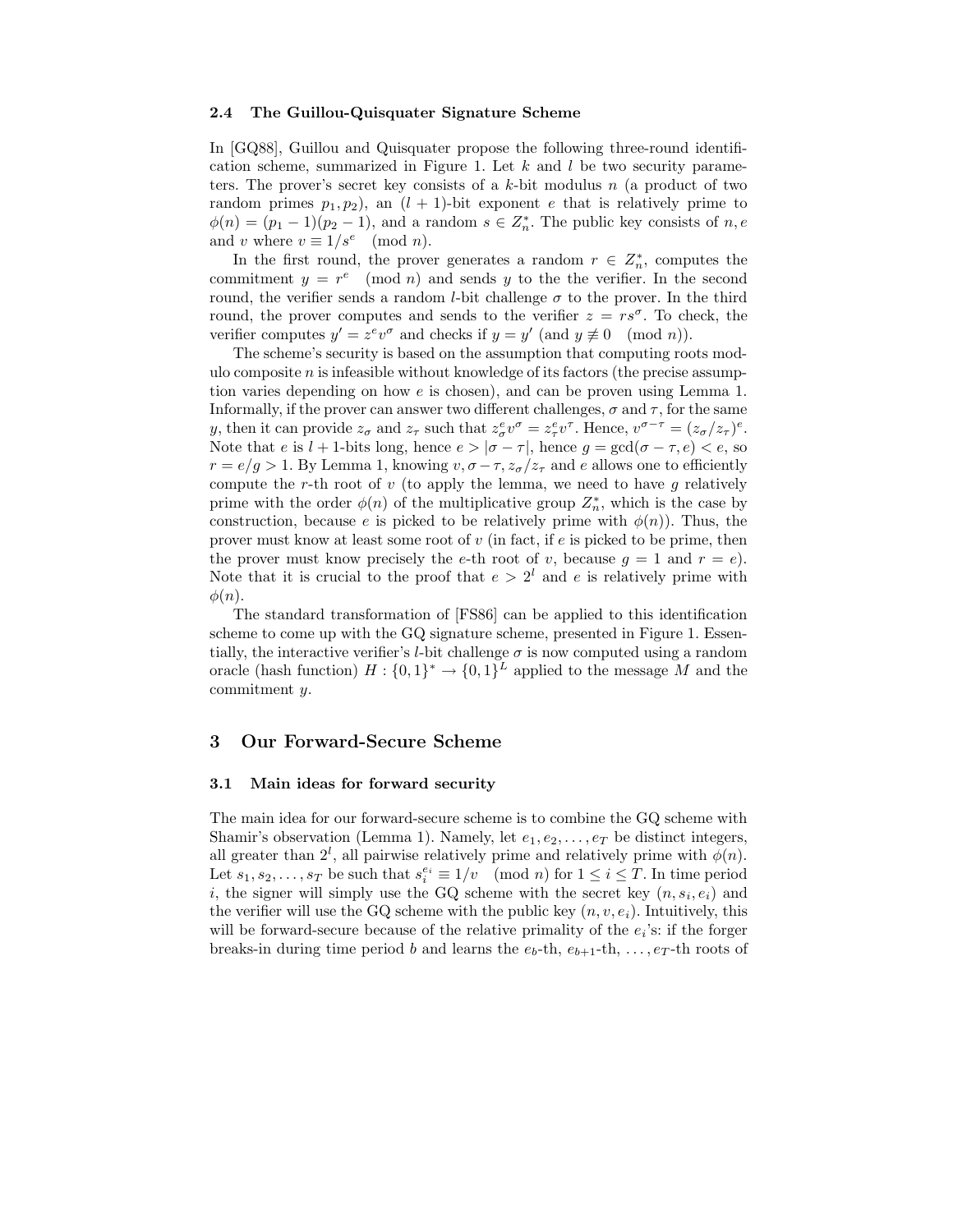### 2.4 The Guillou-Quisquater Signature Scheme

In [GQ88], Guillou and Quisquater propose the following three-round identification scheme, summarized in Figure 1. Let $k$ and $l$ be two security parameters. The prover's secret key consists of a $k$-bit modulus $n$ (a product of two random primes $p_1, p_2$), an $(l+1)$-bit exponent $e$ that is relatively prime to $\phi(n) = (p_1 - 1)(p_2 - 1)$, and a random $s \in Z_n^*$. The public key consists of $n, e$ and $v$ where $v \equiv 1/s^e \pmod{n}$.

In the first round, the prover generates a random $r \in Z_n^*$, computes the commitment $y = r^e \pmod{n}$ and sends $y$ to the the verifier. In the second round, the verifier sends a random $l$-bit challenge $\sigma$ to the prover. In the third round, the prover computes and sends to the verifier $z = rs^\sigma$. To check, the verifier computes $y' = z^e v^\sigma$ and checks if $y = y'$ (and $y \not\equiv 0 \pmod{n}$).

The scheme's security is based on the assumption that computing roots modulo composite $n$ is infeasible without knowledge of its factors (the precise assumption varies depending on how $e$ is chosen), and can be proven using Lemma 1. Informally, if the prover can answer two different challenges, $\sigma$ and $\tau$, for the same $y$, then it can provide $z_\sigma$ and $z_\tau$ such that $z_\sigma^e v^\sigma = z_\tau^e v^\tau$. Hence, $v^{\sigma-\tau} = (z_\sigma/z_\tau)^e$. Note that $e$ is $l+1$-bits long, hence $e > |\sigma - \tau|$, hence $g = \gcd(\sigma - \tau, e) < e$, so $r = e/g > 1$. By Lemma 1, knowing $v, \sigma - \tau, z_\sigma/z_\tau$ and $e$ allows one to efficiently compute the $r$-th root of $v$ (to apply the lemma, we need to have $g$ relatively prime with the order $\phi(n)$ of the multiplicative group $Z_n^*$, which is the case by construction, because $e$ is picked to be relatively prime with $\phi(n)$). Thus, the prover must know at least some root of $v$ (in fact, if $e$ is picked to be prime, then the prover must know precisely the $e$-th root of $v$, because $g = 1$ and $r = e$). Note that it is crucial to the proof that $e > 2^l$ and $e$ is relatively prime with $\phi(n)$.

The standard transformation of [FS86] can be applied to this identification scheme to come up with the GQ signature scheme, presented in Figure 1. Essentially, the interactive verifier's $l$-bit challenge $\sigma$ is now computed using a random oracle (hash function) $H : \{0,1\}^* \to \{0,1\}^L$ applied to the message $M$ and the commitment $y$.

## 3 Our Forward-Secure Scheme

### 3.1 Main ideas for forward security

The main idea for our forward-secure scheme is to combine the GQ scheme with Shamir's observation (Lemma 1). Namely, let $e_1, e_2, \ldots, e_T$ be distinct integers, all greater than $2^l$, all pairwise relatively prime and relatively prime with $\phi(n)$. Let $s_1, s_2, \ldots, s_T$ be such that $s_i^{e_i} \equiv 1/v \pmod{n}$ for $1 \le i \le T$. In time period $i$, the signer will simply use the GQ scheme with the secret key $(n, s_i, e_i)$ and the verifier will use the GQ scheme with the public key $(n, v, e_i)$. Intuitively, this will be forward-secure because of the relative primality of the $e_i$'s: if the forger breaks-in during time period $b$ and learns the $e_b$-th, $e_{b+1}$-th, $\ldots, e_T$-th roots of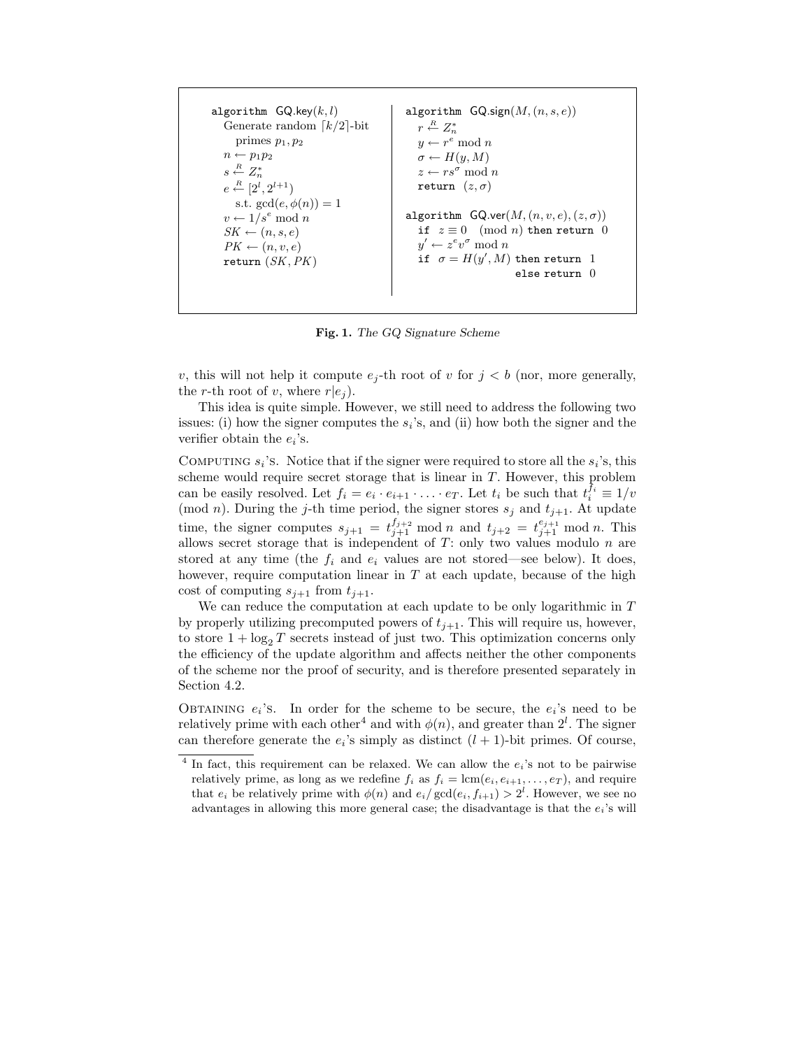```
algorithm GQ.key(k, l)
   Generate random ⌈k/2⌉-bit
     primes p1, p2
   n ← p1 p2
   s ←R Z*n
   e ←R [2^l, 2^(l+1))
     s.t. gcd(e, φ(n)) = 1
   v ← 1/s^e mod n
   SK ← (n, s, e)
   PK ← (n, v, e)
   return (SK, PK)

algorithm GQ.sign(M, (n, s, e))
   r ←R Z*n
   y ← r^e mod n
   σ ← H(y, M)
   z ← r s^σ mod n
   return (z, σ)

algorithm GQ.ver(M, (n, v, e), (z, σ))
   if z ≡ 0 (mod n) then return 0
   y' ← z^e v^σ mod n
   if σ = H(y', M) then return 1
                    else return 0
```

**Fig. 1.** *The GQ Signature Scheme*

$v$, this will not help it compute $e_j$-th root of $v$ for $j < b$ (nor, more generally, the $r$-th root of $v$, where $r | e_j$).

This idea is quite simple. However, we still need to address the following two issues: (i) how the signer computes the $s_i$'s, and (ii) how both the signer and the verifier obtain the $e_i$'s.

Computing $s_i$'s. Notice that if the signer were required to store all the $s_i$'s, this scheme would require secret storage that is linear in $T$. However, this problem can be easily resolved. Let $f_i = e_i \cdot e_{i+1} \cdot \ldots \cdot e_T$. Let $t_i$ be such that $t_i^{f_i} \equiv 1/v \pmod{n}$. During the $j$-th time period, the signer stores $s_j$ and $t_{j+1}$. At update time, the signer computes $s_{j+1} = t_{j+1}^{f_{j+2}} \bmod n$ and $t_{j+2} = t_{j+1}^{e_{j+1}} \bmod n$. This allows secret storage that is independent of $T$: only two values modulo $n$ are stored at any time (the $f_i$ and $e_i$ values are not stored—see below). It does, however, require computation linear in $T$ at each update, because of the high cost of computing $s_{j+1}$ from $t_{j+1}$.

We can reduce the computation at each update to be only logarithmic in $T$ by properly utilizing precomputed powers of $t_{j+1}$. This will require us, however, to store $1 + \log_2 T$ secrets instead of just two. This optimization concerns only the efficiency of the update algorithm and affects neither the other components of the scheme nor the proof of security, and is therefore presented separately in Section 4.2.

Obtaining $e_i$'s. In order for the scheme to be secure, the $e_i$'s need to be relatively prime with each other[4] and with $\phi(n)$, and greater than $2^l$. The signer can therefore generate the $e_i$'s simply as distinct $(l+1)$-bit primes. Of course,

[4] In fact, this requirement can be relaxed. We can allow the $e_i$'s not to be pairwise relatively prime, as long as we redefine $f_i$ as $f_i = \text{lcm}(e_i, e_{i+1}, \ldots, e_T)$, and require that $e_i$ be relatively prime with $\phi(n)$ and $e_i / \gcd(e_i, f_{i+1}) > 2^l$. However, we see no advantages in allowing this more general case; the disadvantage is that the $e_i$'s will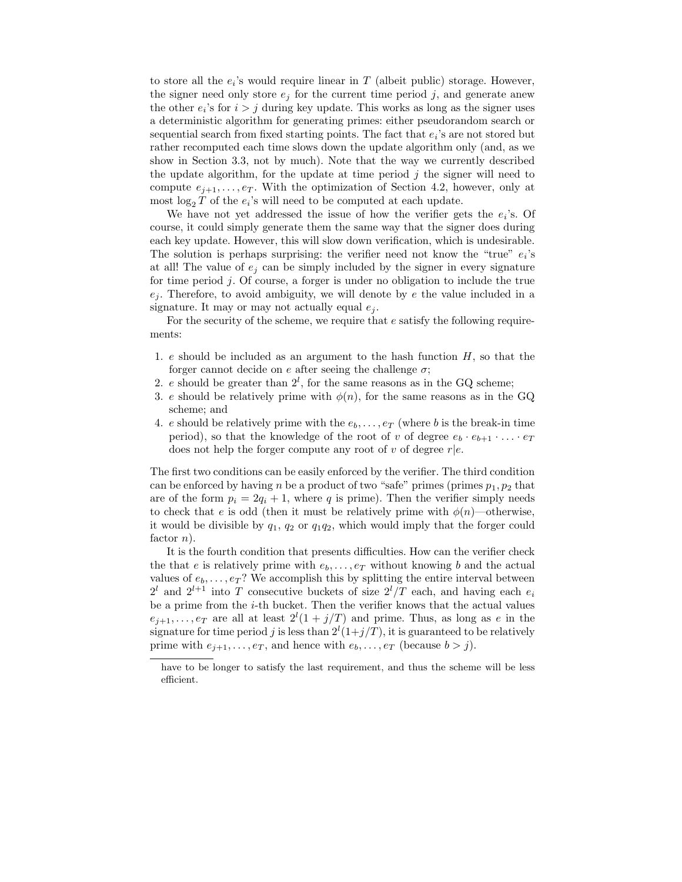to store all the $e_i$'s would require linear in $T$ (albeit public) storage. However, the signer need only store $e_j$ for the current time period $j$, and generate anew the other $e_i$'s for $i > j$ during key update. This works as long as the signer uses a deterministic algorithm for generating primes: either pseudorandom search or sequential search from fixed starting points. The fact that $e_i$'s are not stored but rather recomputed each time slows down the update algorithm only (and, as we show in Section 3.3, not by much). Note that the way we currently described the update algorithm, for the update at time period $j$ the signer will need to compute $e_{j+1}, \ldots, e_T$. With the optimization of Section 4.2, however, only at most $\log_2 T$ of the $e_i$'s will need to be computed at each update.

We have not yet addressed the issue of how the verifier gets the $e_i$'s. Of course, it could simply generate them the same way that the signer does during each key update. However, this will slow down verification, which is undesirable. The solution is perhaps surprising: the verifier need not know the "true" $e_i$'s at all! The value of $e_j$ can be simply included by the signer in every signature for time period $j$. Of course, a forger is under no obligation to include the true $e_j$. Therefore, to avoid ambiguity, we will denote by $e$ the value included in a signature. It may or may not actually equal $e_j$.

For the security of the scheme, we require that $e$ satisfy the following requirements:

1. $e$ should be included as an argument to the hash function $H$, so that the forger cannot decide on $e$ after seeing the challenge $\sigma$;
2. $e$ should be greater than $2^l$, for the same reasons as in the GQ scheme;
3. $e$ should be relatively prime with $\phi(n)$, for the same reasons as in the GQ scheme; and
4. $e$ should be relatively prime with the $e_b, \ldots, e_T$ (where $b$ is the break-in time period), so that the knowledge of the root of $v$ of degree $e_b \cdot e_{b+1} \cdot \ldots \cdot e_T$ does not help the forger compute any root of $v$ of degree $r|e$.

The first two conditions can be easily enforced by the verifier. The third condition can be enforced by having $n$ be a product of two "safe" primes (primes $p_1, p_2$ that are of the form $p_i = 2q_i + 1$, where $q$ is prime). Then the verifier simply needs to check that $e$ is odd (then it must be relatively prime with $\phi(n)$—otherwise, it would be divisible by $q_1$, $q_2$ or $q_1 q_2$, which would imply that the forger could factor $n$).

It is the fourth condition that presents difficulties. How can the verifier check the that $e$ is relatively prime with $e_b, \ldots, e_T$ without knowing $b$ and the actual values of $e_b, \ldots, e_T$? We accomplish this by splitting the entire interval between $2^l$ and $2^{l+1}$ into $T$ consecutive buckets of size $2^l/T$ each, and having each $e_i$ be a prime from the $i$-th bucket. Then the verifier knows that the actual values $e_{j+1}, \ldots, e_T$ are all at least $2^l(1 + j/T)$ and prime. Thus, as long as $e$ in the signature for time period $j$ is less than $2^l(1+j/T)$, it is guaranteed to be relatively prime with $e_{j+1}, \ldots, e_T$, and hence with $e_b, \ldots, e_T$ (because $b > j$).

---

have to be longer to satisfy the last requirement, and thus the scheme will be less efficient.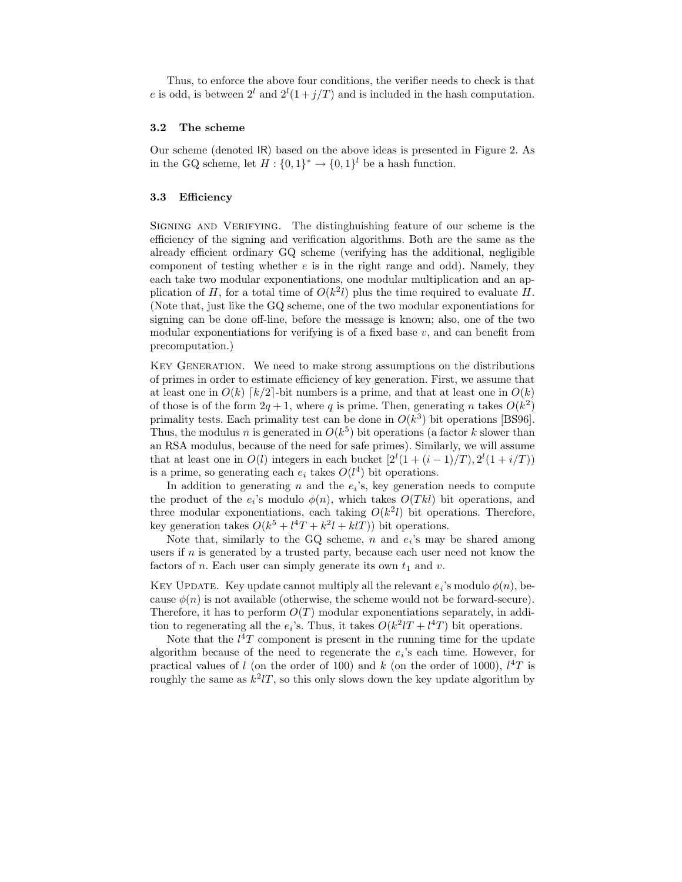Thus, to enforce the above four conditions, the verifier needs to check is that $e$ is odd, is between $2^l$ and $2^l(1+j/T)$ and is included in the hash computation.

### 3.2 The scheme

Our scheme (denoted IR) based on the above ideas is presented in Figure 2. As in the GQ scheme, let $H : \{0,1\}^* \rightarrow \{0,1\}^l$ be a hash function.

### 3.3 Efficiency

Signing and Verifying. The distinghuishing feature of our scheme is the efficiency of the signing and verification algorithms. Both are the same as the already efficient ordinary GQ scheme (verifying has the additional, negligible component of testing whether $e$ is in the right range and odd). Namely, they each take two modular exponentiations, one modular multiplication and an application of $H$, for a total time of $O(k^2 l)$ plus the time required to evaluate $H$. (Note that, just like the GQ scheme, one of the two modular exponentiations for signing can be done off-line, before the message is known; also, one of the two modular exponentiations for verifying is of a fixed base $v$, and can benefit from precomputation.)

Key Generation. We need to make strong assumptions on the distributions of primes in order to estimate efficiency of key generation. First, we assume that at least one in $O(k)$ $\lceil k/2 \rceil$-bit numbers is a prime, and that at least one in $O(k)$ of those is of the form $2q+1$, where $q$ is prime. Then, generating $n$ takes $O(k^2)$ primality tests. Each primality test can be done in $O(k^3)$ bit operations [BS96]. Thus, the modulus $n$ is generated in $O(k^5)$ bit operations (a factor $k$ slower than an RSA modulus, because of the need for safe primes). Similarly, we will assume that at least one in $O(l)$ integers in each bucket $[2^l(1+(i-1)/T), 2^l(1+i/T))$ is a prime, so generating each $e_i$ takes $O(l^4)$ bit operations.

In addition to generating $n$ and the $e_i$'s, key generation needs to compute the product of the $e_i$'s modulo $\phi(n)$, which takes $O(Tkl)$ bit operations, and three modular exponentiations, each taking $O(k^2 l)$ bit operations. Therefore, key generation takes $O(k^5 + l^4 T + k^2 l + klT))$ bit operations.

Note that, similarly to the GQ scheme, $n$ and $e_i$'s may be shared among users if $n$ is generated by a trusted party, because each user need not know the factors of $n$. Each user can simply generate its own $t_1$ and $v$.

Key Update. Key update cannot multiply all the relevant $e_i$'s modulo $\phi(n)$, because $\phi(n)$ is not available (otherwise, the scheme would not be forward-secure). Therefore, it has to perform $O(T)$ modular exponentiations separately, in addition to regenerating all the $e_i$'s. Thus, it takes $O(k^2 lT + l^4 T)$ bit operations.

Note that the $l^4 T$ component is present in the running time for the update algorithm because of the need to regenerate the $e_i$'s each time. However, for practical values of $l$ (on the order of 100) and $k$ (on the order of 1000), $l^4 T$ is roughly the same as $k^2 lT$, so this only slows down the key update algorithm by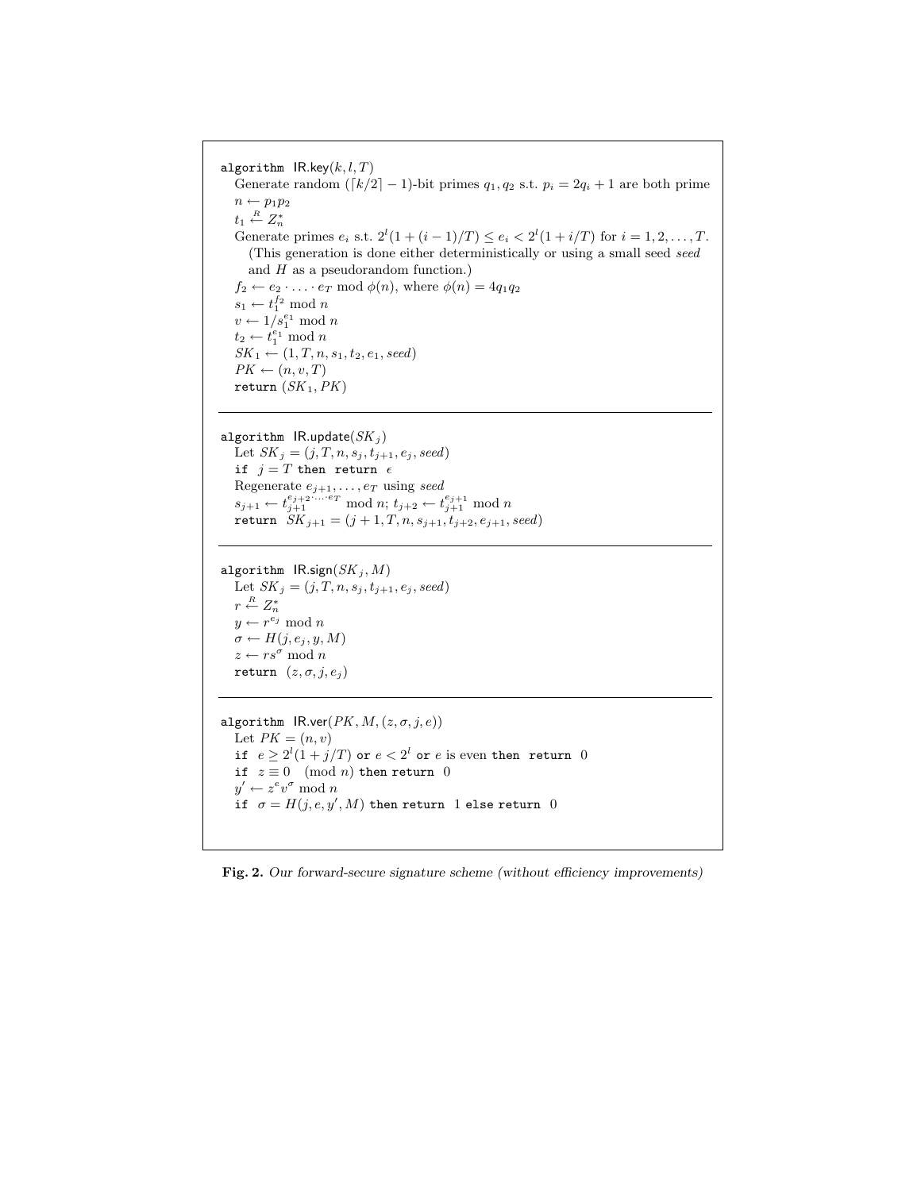**algorithm** $\mathsf{IR.key}(k, l, T)$

Generate random $(\lceil k/2 \rceil - 1)$-bit primes $q_1, q_2$ s.t. $p_i = 2q_i + 1$ are both prime

$n \leftarrow p_1 p_2$

$t_1 \stackrel{R}{\leftarrow} Z_n^*$

Generate primes $e_i$ s.t. $2^l(1 + (i-1)/T) \leq e_i < 2^l(1 + i/T)$ for $i = 1, 2, \ldots, T$.
(This generation is done either deterministically or using a small seed *seed* and $H$ as a pseudorandom function.)

$f_2 \leftarrow e_2 \cdot \ldots \cdot e_T \bmod \phi(n)$, where $\phi(n) = 4q_1q_2$

$s_1 \leftarrow t_1^{f_2} \bmod n$

$v \leftarrow 1/s_1^{e_1} \bmod n$

$t_2 \leftarrow t_1^{e_1} \bmod n$

$SK_1 \leftarrow (1, T, n, s_1, t_2, e_1, seed)$

$PK \leftarrow (n, v, T)$

**return** $(SK_1, PK)$

---

**algorithm** $\mathsf{IR.update}(SK_j)$

Let $SK_j = (j, T, n, s_j, t_{j+1}, e_j, seed)$

**if** $j = T$ **then return** $\epsilon$

Regenerate $e_{j+1}, \ldots, e_T$ using *seed*

$s_{j+1} \leftarrow t_{j+1}^{e_{j+2} \cdot \ldots \cdot e_T} \bmod n$; $t_{j+2} \leftarrow t_{j+1}^{e_{j+1}} \bmod n$

**return** $SK_{j+1} = (j+1, T, n, s_{j+1}, t_{j+2}, e_{j+1}, seed)$

---

**algorithm** $\mathsf{IR.sign}(SK_j, M)$

Let $SK_j = (j, T, n, s_j, t_{j+1}, e_j, seed)$

$r \stackrel{R}{\leftarrow} Z_n^*$

$y \leftarrow r^{e_j} \bmod n$

$\sigma \leftarrow H(j, e_j, y, M)$

$z \leftarrow r s^{\sigma} \bmod n$

**return** $(z, \sigma, j, e_j)$

---

**algorithm** $\mathsf{IR.ver}(PK, M, (z, \sigma, j, e))$

Let $PK = (n, v)$

**if** $e \geq 2^l(1 + j/T)$ **or** $e < 2^l$ **or** $e$ is even **then return** 0

**if** $z \equiv 0 \pmod n$ **then return** 0

$y' \leftarrow z^e v^{\sigma} \bmod n$

**if** $\sigma = H(j, e, y', M)$ **then return** 1 **else return** 0

**Fig. 2.** *Our forward-secure signature scheme (without efficiency improvements)*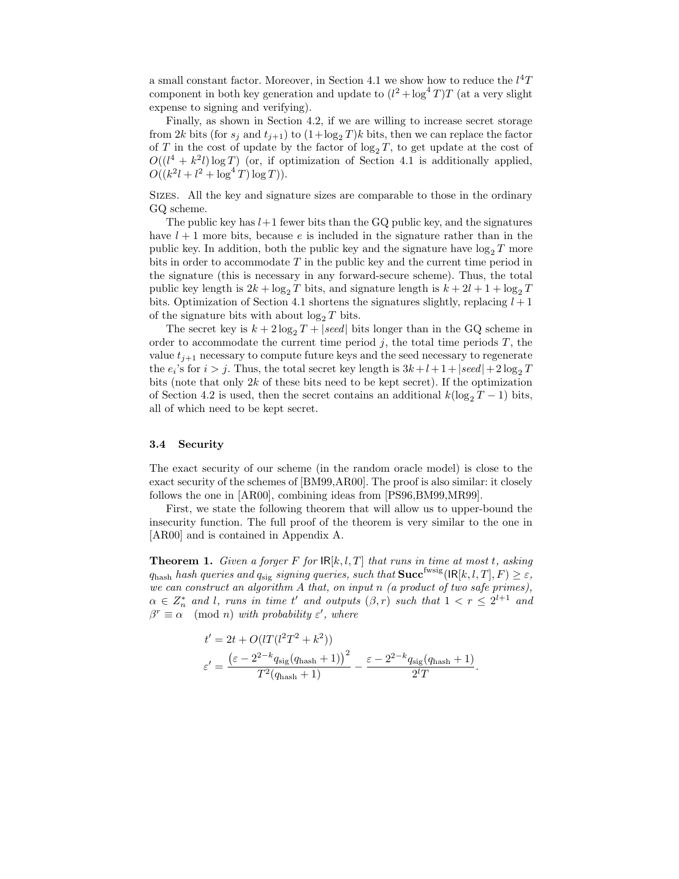a small constant factor. Moreover, in Section 4.1 we show how to reduce the $l^4T$ component in both key generation and update to $(l^2 + \log^4 T)T$ (at a very slight expense to signing and verifying).

Finally, as shown in Section 4.2, if we are willing to increase secret storage from $2k$ bits (for $s_j$ and $t_{j+1}$) to $(1+\log_2 T)k$ bits, then we can replace the factor of $T$ in the cost of update by the factor of $\log_2 T$, to get update at the cost of $O((l^4 + k^2 l)\log T)$ (or, if optimization of Section 4.1 is additionally applied, $O((k^2 l + l^2 + \log^4 T)\log T)$).

Sizes. All the key and signature sizes are comparable to those in the ordinary GQ scheme.

The public key has $l+1$ fewer bits than the GQ public key, and the signatures have $l+1$ more bits, because $e$ is included in the signature rather than in the public key. In addition, both the public key and the signature have $\log_2 T$ more bits in order to accommodate $T$ in the public key and the current time period in the signature (this is necessary in any forward-secure scheme). Thus, the total public key length is $2k + \log_2 T$ bits, and signature length is $k + 2l + 1 + \log_2 T$ bits. Optimization of Section 4.1 shortens the signatures slightly, replacing $l+1$ of the signature bits with about $\log_2 T$ bits.

The secret key is $k + 2\log_2 T + |seed|$ bits longer than in the GQ scheme in order to accommodate the current time period $j$, the total time periods $T$, the value $t_{j+1}$ necessary to compute future keys and the seed necessary to regenerate the $e_i$'s for $i > j$. Thus, the total secret key length is $3k + l + 1 + |seed| + 2\log_2 T$ bits (note that only $2k$ of these bits need to be kept secret). If the optimization of Section 4.2 is used, then the secret contains an additional $k(\log_2 T - 1)$ bits, all of which need to be kept secret.

### 3.4 Security

The exact security of our scheme (in the random oracle model) is close to the exact security of the schemes of [BM99,AR00]. The proof is also similar: it closely follows the one in [AR00], combining ideas from [PS96,BM99,MR99].

First, we state the following theorem that will allow us to upper-bound the insecurity function. The full proof of the theorem is very similar to the one in [AR00] and is contained in Appendix A.

**Theorem 1.** *Given a forger $F$ for $\mathsf{IR}[k,l,T]$ that runs in time at most $t$, asking $q_{\text{hash}}$ hash queries and $q_{\text{sig}}$ signing queries, such that $\mathbf{Succ}^{\text{fwsig}}(\mathsf{IR}[k,l,T],F) \geq \varepsilon$, we can construct an algorithm $A$ that, on input $n$ (a product of two safe primes), $\alpha \in Z_n^*$ and $l$, runs in time $t'$ and outputs $(\beta, r)$ such that $1 < r \leq 2^{l+1}$ and $\beta^r \equiv \alpha \pmod n$ with probability $\varepsilon'$, where*

$$t' = 2t + O(lT(l^2T^2 + k^2))$$

$$\varepsilon' = \frac{\left(\varepsilon - 2^{2-k} q_{\text{sig}}(q_{\text{hash}}+1)\right)^2}{T^2(q_{\text{hash}}+1)} - \frac{\varepsilon - 2^{2-k} q_{\text{sig}}(q_{\text{hash}}+1)}{2^l T}.$$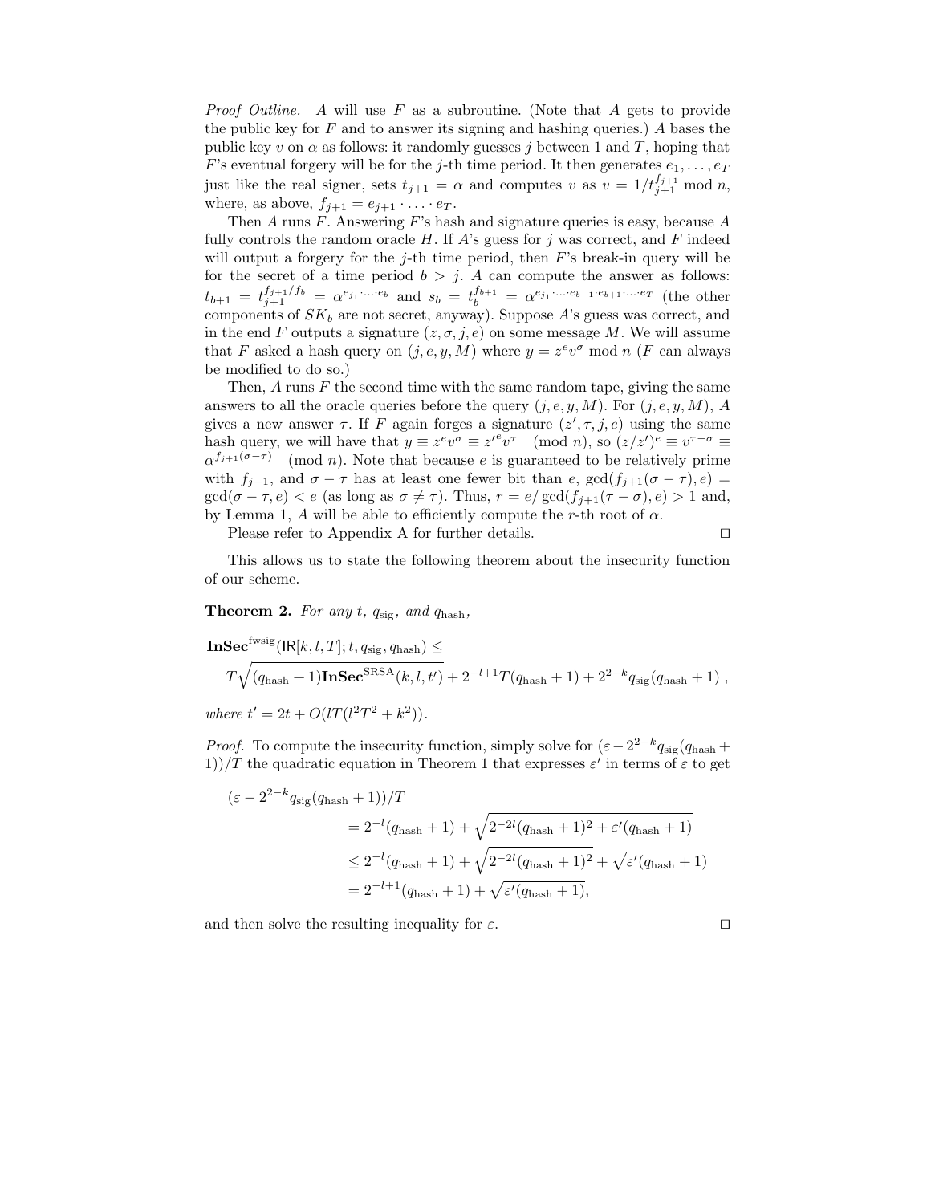*Proof Outline.* $A$ will use $F$ as a subroutine. (Note that $A$ gets to provide the public key for $F$ and to answer its signing and hashing queries.) $A$ bases the public key $v$ on $\alpha$ as follows: it randomly guesses $j$ between 1 and $T$, hoping that $F$'s eventual forgery will be for the $j$-th time period. It then generates $e_1, \ldots, e_T$ just like the real signer, sets $t_{j+1} = \alpha$ and computes $v$ as $v = 1/t_{j+1}^{f_{j+1}} \bmod n$, where, as above, $f_{j+1} = e_{j+1} \cdot \ldots \cdot e_T$.

Then $A$ runs $F$. Answering $F$'s hash and signature queries is easy, because $A$ fully controls the random oracle $H$. If $A$'s guess for $j$ was correct, and $F$ indeed will output a forgery for the $j$-th time period, then $F$'s break-in query will be for the secret of a time period $b > j$. $A$ can compute the answer as follows: $t_{b+1} = t_{j+1}^{f_{j+1}/f_b} = \alpha^{e_{j_1} \cdot \ldots \cdot e_b}$ and $s_b = t_b^{f_{b+1}} = \alpha^{e_{j_1} \cdot \ldots \cdot e_{b-1} \cdot e_{b+1} \cdot \ldots \cdot e_T}$ (the other components of $SK_b$ are not secret, anyway). Suppose $A$'s guess was correct, and in the end $F$ outputs a signature $(z, \sigma, j, e)$ on some message $M$. We will assume that $F$ asked a hash query on $(j, e, y, M)$ where $y = z^e v^\sigma \bmod n$ ($F$ can always be modified to do so.)

Then, $A$ runs $F$ the second time with the same random tape, giving the same answers to all the oracle queries before the query $(j, e, y, M)$. For $(j, e, y, M)$, $A$ gives a new answer $\tau$. If $F$ again forges a signature $(z', \tau, j, e)$ using the same hash query, we will have that $y \equiv z^e v^\sigma \equiv z'^e v^\tau \pmod{n}$, so $(z/z')^e \equiv v^{\tau-\sigma} \equiv \alpha^{f_{j+1}(\sigma-\tau)} \pmod{n}$. Note that because $e$ is guaranteed to be relatively prime with $f_{j+1}$, and $\sigma - \tau$ has at least one fewer bit than $e$, $\gcd(f_{j+1}(\sigma - \tau), e) = \gcd(\sigma - \tau, e) < e$ (as long as $\sigma \neq \tau$). Thus, $r = e/\gcd(f_{j+1}(\tau - \sigma), e) > 1$ and, by Lemma 1, $A$ will be able to efficiently compute the $r$-th root of $\alpha$.

Please refer to Appendix A for further details. □

This allows us to state the following theorem about the insecurity function of our scheme.

**Theorem 2.** *For any $t$, $q_{\text{sig}}$, and $q_{\text{hash}}$,*

$$\mathbf{InSec}^{\text{fwsig}}(\mathsf{IR}[k,l,T]; t, q_{\text{sig}}, q_{\text{hash}}) \leq$$
$$T\sqrt{(q_{\text{hash}}+1)\mathbf{InSec}^{\text{SRSA}}(k,l,t')} + 2^{-l+1}T(q_{\text{hash}}+1) + 2^{2-k}q_{\text{sig}}(q_{\text{hash}}+1)\ ,$$

*where $t' = 2t + O(lT(l^2T^2 + k^2))$.*

*Proof.* To compute the insecurity function, simply solve for $(\varepsilon - 2^{2-k}q_{\text{sig}}(q_{\text{hash}} + 1))/T$ the quadratic equation in Theorem 1 that expresses $\varepsilon'$ in terms of $\varepsilon$ to get

$$\begin{aligned}
(\varepsilon - 2^{2-k}q_{\text{sig}}(q_{\text{hash}}+1))/T \\
&= 2^{-l}(q_{\text{hash}}+1) + \sqrt{2^{-2l}(q_{\text{hash}}+1)^2 + \varepsilon'(q_{\text{hash}}+1)} \\
&\leq 2^{-l}(q_{\text{hash}}+1) + \sqrt{2^{-2l}(q_{\text{hash}}+1)^2} + \sqrt{\varepsilon'(q_{\text{hash}}+1)} \\
&= 2^{-l+1}(q_{\text{hash}}+1) + \sqrt{\varepsilon'(q_{\text{hash}}+1)},
\end{aligned}$$

and then solve the resulting inequality for $\varepsilon$. □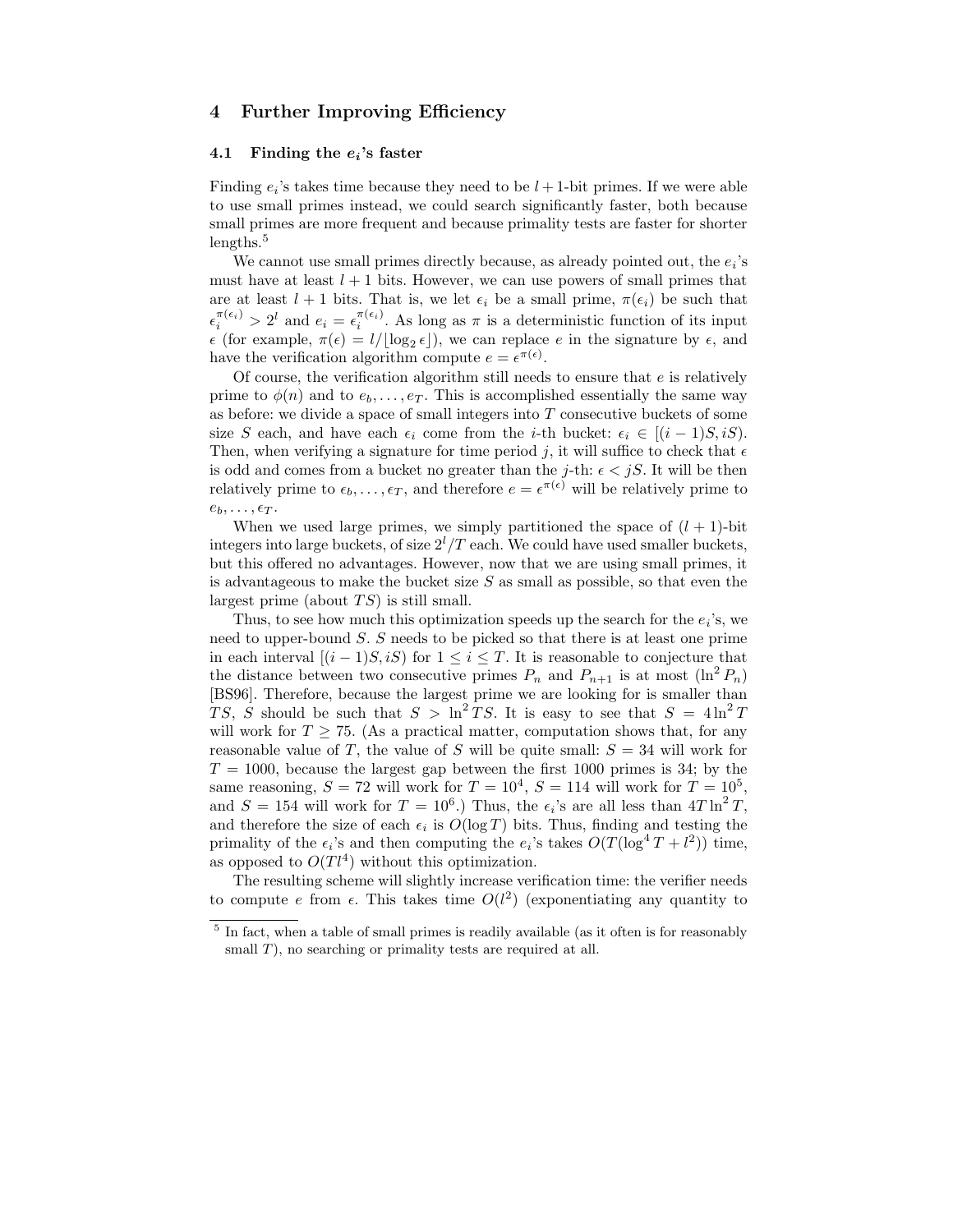## 4 Further Improving Efficiency

### 4.1 Finding the $e_i$'s faster

Finding $e_i$'s takes time because they need to be $l+1$-bit primes. If we were able to use small primes instead, we could search significantly faster, both because small primes are more frequent and because primality tests are faster for shorter lengths.[5]

We cannot use small primes directly because, as already pointed out, the $e_i$'s must have at least $l+1$ bits. However, we can use powers of small primes that are at least $l+1$ bits. That is, we let $\epsilon_i$ be a small prime, $\pi(\epsilon_i)$ be such that $\epsilon_i^{\pi(\epsilon_i)} > 2^l$ and $e_i = \epsilon_i^{\pi(\epsilon_i)}$. As long as $\pi$ is a deterministic function of its input $\epsilon$ (for example, $\pi(\epsilon) = l/\lfloor \log_2 \epsilon \rfloor$), we can replace $e$ in the signature by $\epsilon$, and have the verification algorithm compute $e = \epsilon^{\pi(\epsilon)}$.

Of course, the verification algorithm still needs to ensure that $e$ is relatively prime to $\phi(n)$ and to $e_b, \ldots, e_T$. This is accomplished essentially the same way as before: we divide a space of small integers into $T$ consecutive buckets of some size $S$ each, and have each $\epsilon_i$ come from the $i$-th bucket: $\epsilon_i \in [(i-1)S, iS)$. Then, when verifying a signature for time period $j$, it will suffice to check that $\epsilon$ is odd and comes from a bucket no greater than the $j$-th: $\epsilon < jS$. It will be then relatively prime to $\epsilon_b, \ldots, \epsilon_T$, and therefore $e = \epsilon^{\pi(\epsilon)}$ will be relatively prime to $e_b, \ldots, e_T$.

When we used large primes, we simply partitioned the space of $(l+1)$-bit integers into large buckets, of size $2^l/T$ each. We could have used smaller buckets, but this offered no advantages. However, now that we are using small primes, it is advantageous to make the bucket size $S$ as small as possible, so that even the largest prime (about $TS$) is still small.

Thus, to see how much this optimization speeds up the search for the $e_i$'s, we need to upper-bound $S$. $S$ needs to be picked so that there is at least one prime in each interval $[(i-1)S, iS)$ for $1 \le i \le T$. It is reasonable to conjecture that the distance between two consecutive primes $P_n$ and $P_{n+1}$ is at most $(\ln^2 P_n)$ [BS96]. Therefore, because the largest prime we are looking for is smaller than $TS$, $S$ should be such that $S > \ln^2 TS$. It is easy to see that $S = 4\ln^2 T$ will work for $T \ge 75$. (As a practical matter, computation shows that, for any reasonable value of $T$, the value of $S$ will be quite small: $S = 34$ will work for $T = 1000$, because the largest gap between the first 1000 primes is 34; by the same reasoning, $S = 72$ will work for $T = 10^4$, $S = 114$ will work for $T = 10^5$, and $S = 154$ will work for $T = 10^6$.) Thus, the $\epsilon_i$'s are all less than $4T\ln^2 T$, and therefore the size of each $\epsilon_i$ is $O(\log T)$ bits. Thus, finding and testing the primality of the $\epsilon_i$'s and then computing the $e_i$'s takes $O(T(\log^4 T + l^2))$ time, as opposed to $O(Tl^4)$ without this optimization.

The resulting scheme will slightly increase verification time: the verifier needs to compute $e$ from $\epsilon$. This takes time $O(l^2)$ (exponentiating any quantity to

[5] In fact, when a table of small primes is readily available (as it often is for reasonably small $T$), no searching or primality tests are required at all.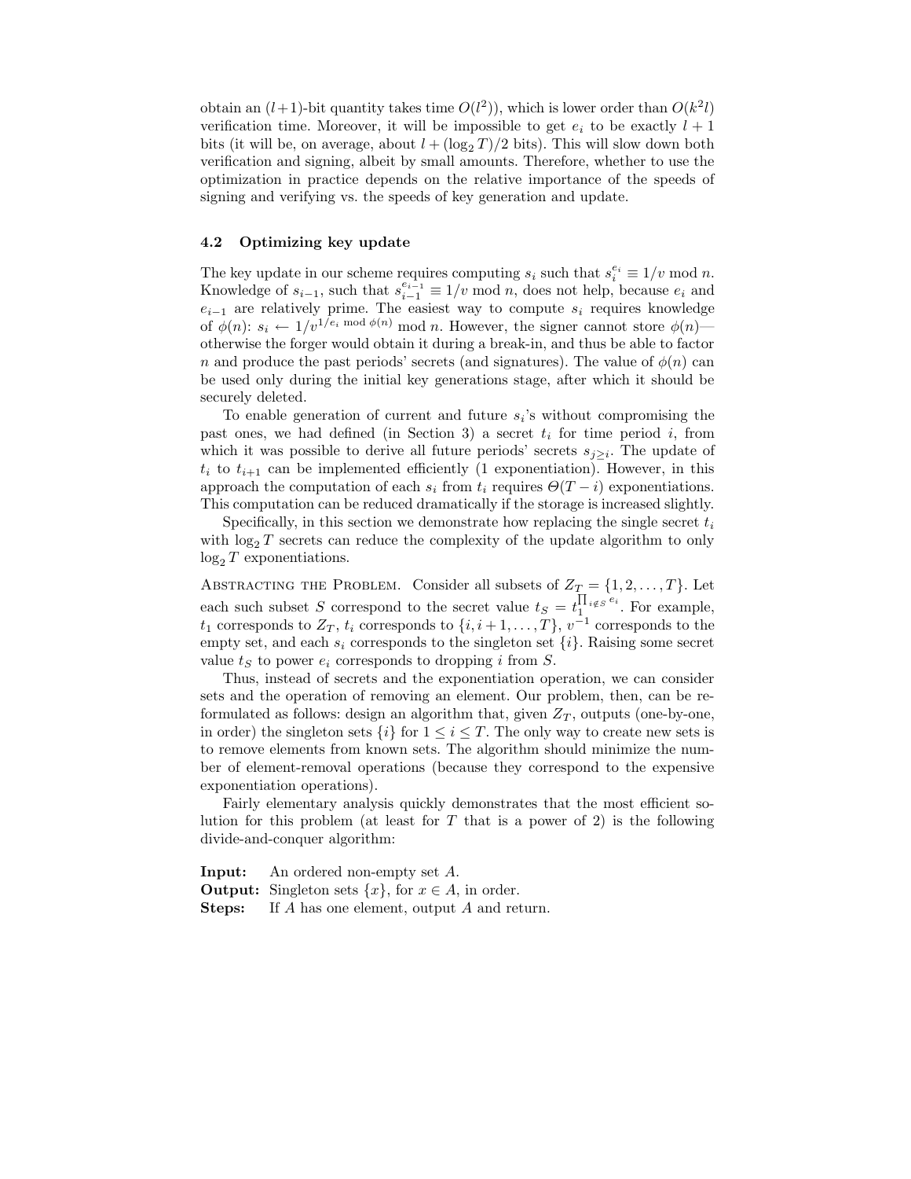obtain an $(l+1)$-bit quantity takes time $O(l^2)$), which is lower order than $O(k^2 l)$ verification time. Moreover, it will be impossible to get $e_i$ to be exactly $l+1$ bits (it will be, on average, about $l + (\log_2 T)/2$ bits). This will slow down both verification and signing, albeit by small amounts. Therefore, whether to use the optimization in practice depends on the relative importance of the speeds of signing and verifying vs. the speeds of key generation and update.

### 4.2 Optimizing key update

The key update in our scheme requires computing $s_i$ such that $s_i^{e_i} \equiv 1/v \bmod n$. Knowledge of $s_{i-1}$, such that $s_{i-1}^{e_{i-1}} \equiv 1/v \bmod n$, does not help, because $e_i$ and $e_{i-1}$ are relatively prime. The easiest way to compute $s_i$ requires knowledge of $\phi(n)$: $s_i \leftarrow 1/v^{1/e_i \bmod \phi(n)} \bmod n$. However, the signer cannot store $\phi(n)$—otherwise the forger would obtain it during a break-in, and thus be able to factor $n$ and produce the past periods' secrets (and signatures). The value of $\phi(n)$ can be used only during the initial key generations stage, after which it should be securely deleted.

To enable generation of current and future $s_i$'s without compromising the past ones, we had defined (in Section 3) a secret $t_i$ for time period $i$, from which it was possible to derive all future periods' secrets $s_{j \geq i}$. The update of $t_i$ to $t_{i+1}$ can be implemented efficiently (1 exponentiation). However, in this approach the computation of each $s_i$ from $t_i$ requires $\Theta(T-i)$ exponentiations. This computation can be reduced dramatically if the storage is increased slightly.

Specifically, in this section we demonstrate how replacing the single secret $t_i$ with $\log_2 T$ secrets can reduce the complexity of the update algorithm to only $\log_2 T$ exponentiations.

Abstracting the Problem. Consider all subsets of $Z_T = \{1, 2, \ldots, T\}$. Let each such subset $S$ correspond to the secret value $t_S = t_1^{\prod_{i \notin S} e_i}$. For example, $t_1$ corresponds to $Z_T$, $t_i$ corresponds to $\{i, i+1, \ldots, T\}$, $v^{-1}$ corresponds to the empty set, and each $s_i$ corresponds to the singleton set $\{i\}$. Raising some secret value $t_S$ to power $e_i$ corresponds to dropping $i$ from $S$.

Thus, instead of secrets and the exponentiation operation, we can consider sets and the operation of removing an element. Our problem, then, can be reformulated as follows: design an algorithm that, given $Z_T$, outputs (one-by-one, in order) the singleton sets $\{i\}$ for $1 \leq i \leq T$. The only way to create new sets is to remove elements from known sets. The algorithm should minimize the number of element-removal operations (because they correspond to the expensive exponentiation operations).

Fairly elementary analysis quickly demonstrates that the most efficient solution for this problem (at least for $T$ that is a power of 2) is the following divide-and-conquer algorithm:

**Input:** An ordered non-empty set $A$.
**Output:** Singleton sets $\{x\}$, for $x \in A$, in order.
**Steps:** If $A$ has one element, output $A$ and return.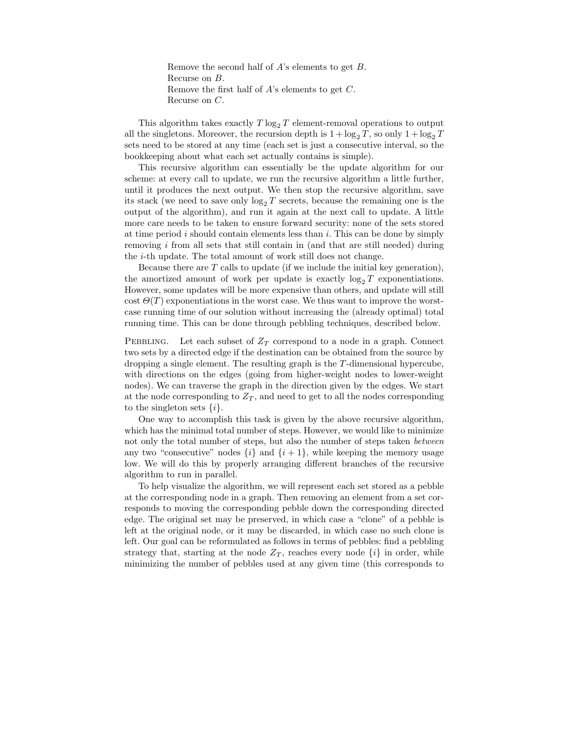Remove the second half of $A$'s elements to get $B$.
Recurse on $B$.
Remove the first half of $A$'s elements to get $C$.
Recurse on $C$.

This algorithm takes exactly $T \log_2 T$ element-removal operations to output all the singletons. Moreover, the recursion depth is $1 + \log_2 T$, so only $1 + \log_2 T$ sets need to be stored at any time (each set is just a consecutive interval, so the bookkeeping about what each set actually contains is simple).

This recursive algorithm can essentially be the update algorithm for our scheme: at every call to update, we run the recursive algorithm a little further, until it produces the next output. We then stop the recursive algorithm, save its stack (we need to save only $\log_2 T$ secrets, because the remaining one is the output of the algorithm), and run it again at the next call to update. A little more care needs to be taken to ensure forward security: none of the sets stored at time period $i$ should contain elements less than $i$. This can be done by simply removing $i$ from all sets that still contain in (and that are still needed) during the $i$-th update. The total amount of work still does not change.

Because there are $T$ calls to update (if we include the initial key generation), the amortized amount of work per update is exactly $\log_2 T$ exponentiations. However, some updates will be more expensive than others, and update will still cost $\Theta(T)$ exponentiations in the worst case. We thus want to improve the worst-case running time of our solution without increasing the (already optimal) total running time. This can be done through pebbling techniques, described below.

Pebbling. Let each subset of $Z_T$ correspond to a node in a graph. Connect two sets by a directed edge if the destination can be obtained from the source by dropping a single element. The resulting graph is the $T$-dimensional hypercube, with directions on the edges (going from higher-weight nodes to lower-weight nodes). We can traverse the graph in the direction given by the edges. We start at the node corresponding to $Z_T$, and need to get to all the nodes corresponding to the singleton sets $\{i\}$.

One way to accomplish this task is given by the above recursive algorithm, which has the minimal total number of steps. However, we would like to minimize not only the total number of steps, but also the number of steps taken *between* any two "consecutive" nodes $\{i\}$ and $\{i+1\}$, while keeping the memory usage low. We will do this by properly arranging different branches of the recursive algorithm to run in parallel.

To help visualize the algorithm, we will represent each set stored as a pebble at the corresponding node in a graph. Then removing an element from a set corresponds to moving the corresponding pebble down the corresponding directed edge. The original set may be preserved, in which case a "clone" of a pebble is left at the original node, or it may be discarded, in which case no such clone is left. Our goal can be reformulated as follows in terms of pebbles: find a pebbling strategy that, starting at the node $Z_T$, reaches every node $\{i\}$ in order, while minimizing the number of pebbles used at any given time (this corresponds to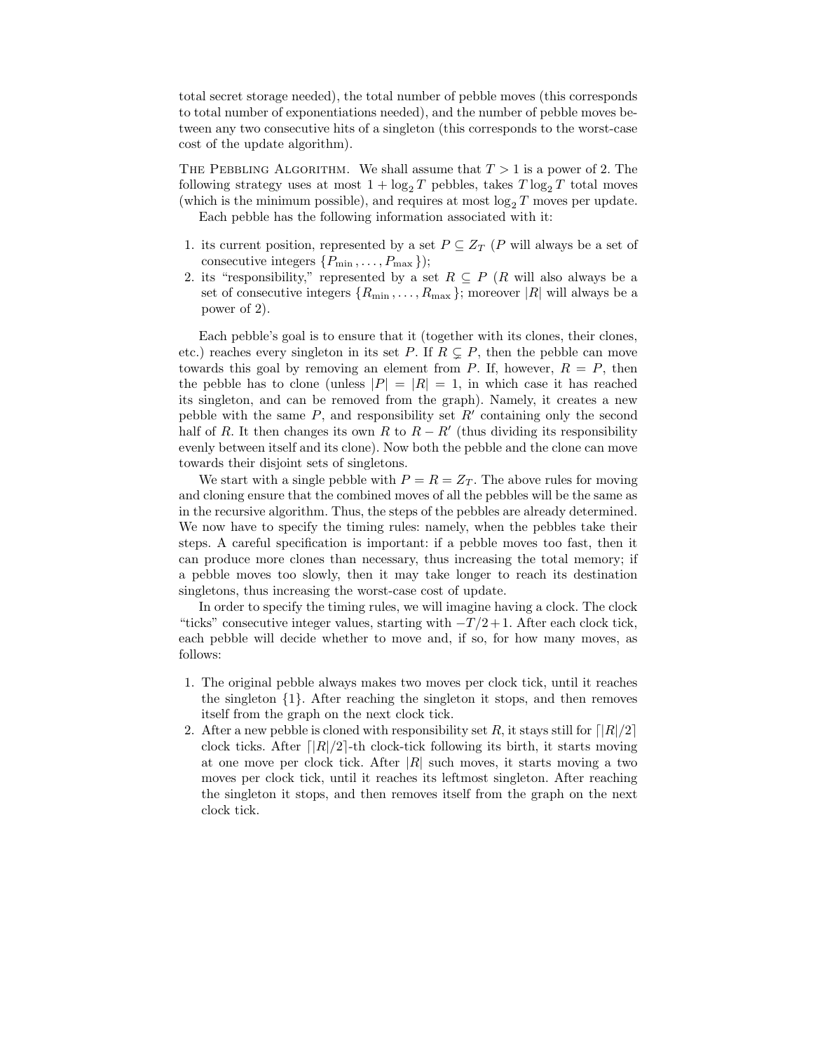total secret storage needed), the total number of pebble moves (this corresponds to total number of exponentiations needed), and the number of pebble moves between any two consecutive hits of a singleton (this corresponds to the worst-case cost of the update algorithm).

The Pebbling Algorithm. We shall assume that $T > 1$ is a power of 2. The following strategy uses at most $1 + \log_2 T$ pebbles, takes $T \log_2 T$ total moves (which is the minimum possible), and requires at most $\log_2 T$ moves per update.

Each pebble has the following information associated with it:

1. its current position, represented by a set $P \subseteq Z_T$ ($P$ will always be a set of consecutive integers $\{P_{\min}, \ldots, P_{\max}\}$);
2. its "responsibility," represented by a set $R \subseteq P$ ($R$ will also always be a set of consecutive integers $\{R_{\min}, \ldots, R_{\max}\}$; moreover $|R|$ will always be a power of 2).

Each pebble's goal is to ensure that it (together with its clones, their clones, etc.) reaches every singleton in its set $P$. If $R \subsetneq P$, then the pebble can move towards this goal by removing an element from $P$. If, however, $R = P$, then the pebble has to clone (unless $|P| = |R| = 1$, in which case it has reached its singleton, and can be removed from the graph). Namely, it creates a new pebble with the same $P$, and responsibility set $R'$ containing only the second half of $R$. It then changes its own $R$ to $R - R'$ (thus dividing its responsibility evenly between itself and its clone). Now both the pebble and the clone can move towards their disjoint sets of singletons.

We start with a single pebble with $P = R = Z_T$. The above rules for moving and cloning ensure that the combined moves of all the pebbles will be the same as in the recursive algorithm. Thus, the steps of the pebbles are already determined. We now have to specify the timing rules: namely, when the pebbles take their steps. A careful specification is important: if a pebble moves too fast, then it can produce more clones than necessary, thus increasing the total memory; if a pebble moves too slowly, then it may take longer to reach its destination singletons, thus increasing the worst-case cost of update.

In order to specify the timing rules, we will imagine having a clock. The clock "ticks" consecutive integer values, starting with $-T/2+1$. After each clock tick, each pebble will decide whether to move and, if so, for how many moves, as follows:

1. The original pebble always makes two moves per clock tick, until it reaches the singleton $\{1\}$. After reaching the singleton it stops, and then removes itself from the graph on the next clock tick.
2. After a new pebble is cloned with responsibility set $R$, it stays still for $\lceil |R|/2 \rceil$ clock ticks. After $\lceil |R|/2 \rceil$-th clock-tick following its birth, it starts moving at one move per clock tick. After $|R|$ such moves, it starts moving a two moves per clock tick, until it reaches its leftmost singleton. After reaching the singleton it stops, and then removes itself from the graph on the next clock tick.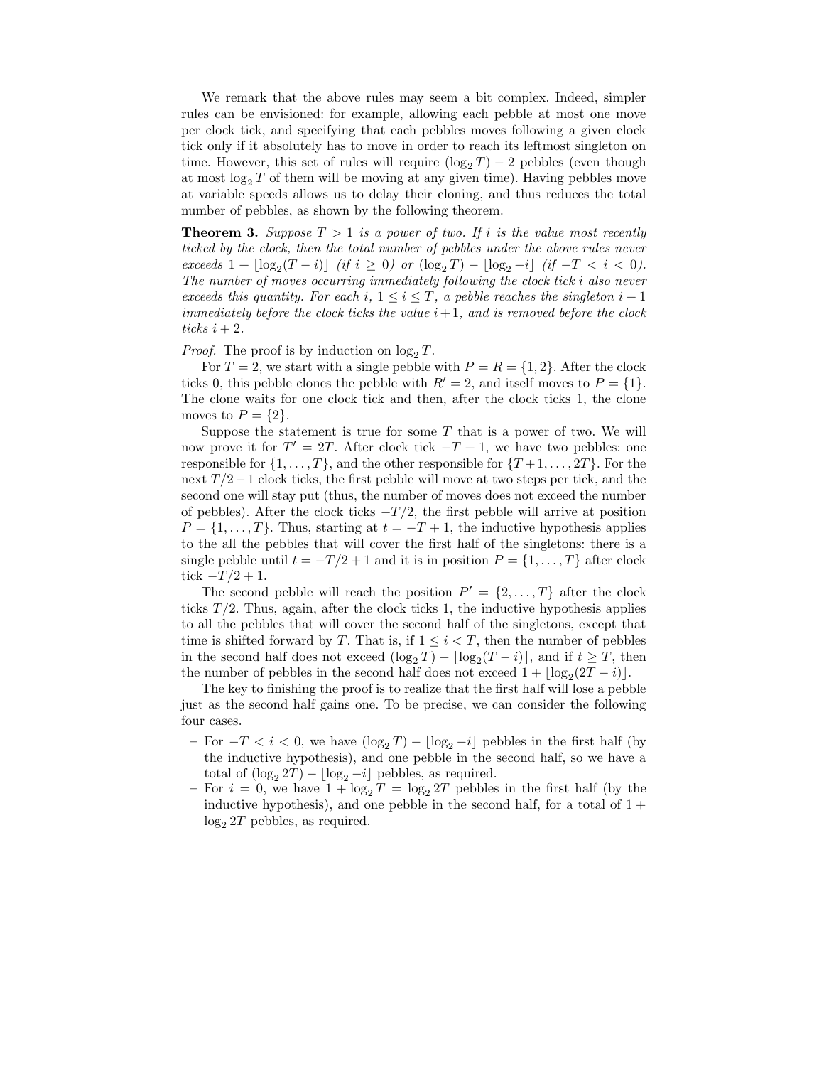We remark that the above rules may seem a bit complex. Indeed, simpler rules can be envisioned: for example, allowing each pebble at most one move per clock tick, and specifying that each pebbles moves following a given clock tick only if it absolutely has to move in order to reach its leftmost singleton on time. However, this set of rules will require $(\log_2 T) - 2$ pebbles (even though at most $\log_2 T$ of them will be moving at any given time). Having pebbles move at variable speeds allows us to delay their cloning, and thus reduces the total number of pebbles, as shown by the following theorem.

**Theorem 3.** *Suppose $T > 1$ is a power of two. If $i$ is the value most recently ticked by the clock, then the total number of pebbles under the above rules never exceeds $1 + \lfloor \log_2(T - i) \rfloor$ (if $i \geq 0$) or $(\log_2 T) - \lfloor \log_2 -i \rfloor$ (if $-T < i < 0$). The number of moves occurring immediately following the clock tick $i$ also never exceeds this quantity. For each $i$, $1 \leq i \leq T$, a pebble reaches the singleton $i+1$ immediately before the clock ticks the value $i+1$, and is removed before the clock ticks $i+2$.*

*Proof.* The proof is by induction on $\log_2 T$.

For $T = 2$, we start with a single pebble with $P = R = \{1, 2\}$. After the clock ticks 0, this pebble clones the pebble with $R' = 2$, and itself moves to $P = \{1\}$. The clone waits for one clock tick and then, after the clock ticks 1, the clone moves to $P = \{2\}$.

Suppose the statement is true for some $T$ that is a power of two. We will now prove it for $T' = 2T$. After clock tick $-T+1$, we have two pebbles: one responsible for $\{1, \ldots, T\}$, and the other responsible for $\{T+1, \ldots, 2T\}$. For the next $T/2 - 1$ clock ticks, the first pebble will move at two steps per tick, and the second one will stay put (thus, the number of moves does not exceed the number of pebbles). After the clock ticks $-T/2$, the first pebble will arrive at position $P = \{1, \ldots, T\}$. Thus, starting at $t = -T+1$, the inductive hypothesis applies to the all the pebbles that will cover the first half of the singletons: there is a single pebble until $t = -T/2 + 1$ and it is in position $P = \{1, \ldots, T\}$ after clock tick $-T/2 + 1$.

The second pebble will reach the position $P' = \{2, \ldots, T\}$ after the clock ticks $T/2$. Thus, again, after the clock ticks 1, the inductive hypothesis applies to all the pebbles that will cover the second half of the singletons, except that time is shifted forward by $T$. That is, if $1 \leq i < T$, then the number of pebbles in the second half does not exceed $(\log_2 T) - \lfloor \log_2(T - i) \rfloor$, and if $t \geq T$, then the number of pebbles in the second half does not exceed $1 + \lfloor \log_2(2T - i) \rfloor$.

The key to finishing the proof is to realize that the first half will lose a pebble just as the second half gains one. To be precise, we can consider the following four cases.

- For $-T < i < 0$, we have $(\log_2 T) - \lfloor \log_2 -i \rfloor$ pebbles in the first half (by the inductive hypothesis), and one pebble in the second half, so we have a total of $(\log_2 2T) - \lfloor \log_2 -i \rfloor$ pebbles, as required.
- For $i = 0$, we have $1 + \log_2 T = \log_2 2T$ pebbles in the first half (by the inductive hypothesis), and one pebble in the second half, for a total of $1 + \log_2 2T$ pebbles, as required.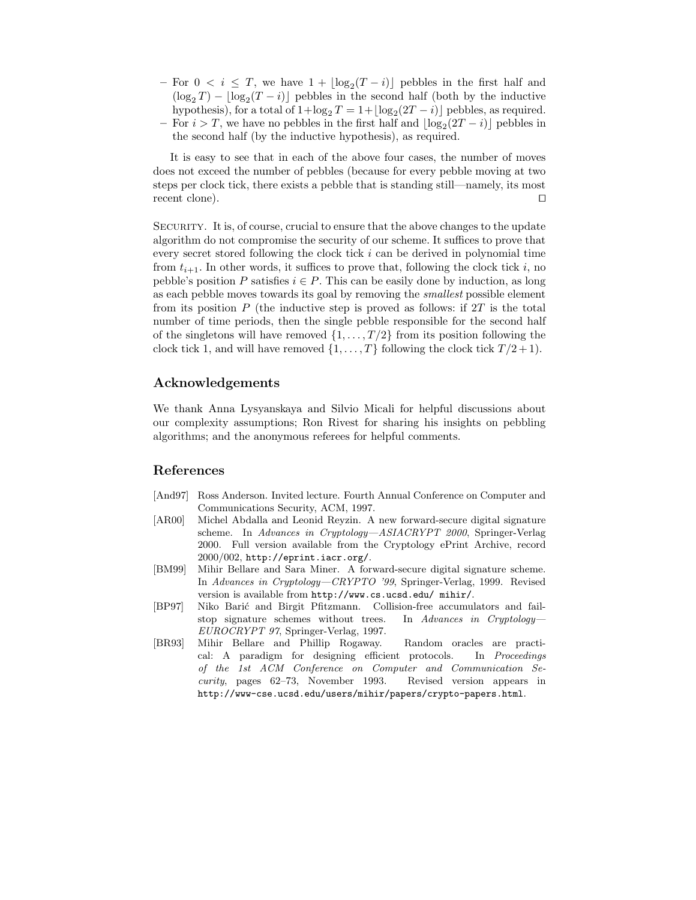- For $0 < i \leq T$, we have $1 + \lfloor \log_2(T-i) \rfloor$ pebbles in the first half and $(\log_2 T) - \lfloor \log_2(T-i) \rfloor$ pebbles in the second half (both by the inductive hypothesis), for a total of $1 + \log_2 T = 1 + \lfloor \log_2(2T-i) \rfloor$ pebbles, as required.
- For $i > T$, we have no pebbles in the first half and $\lfloor \log_2(2T-i) \rfloor$ pebbles in the second half (by the inductive hypothesis), as required.

It is easy to see that in each of the above four cases, the number of moves does not exceed the number of pebbles (because for every pebble moving at two steps per clock tick, there exists a pebble that is standing still—namely, its most recent clone). □

Security. It is, of course, crucial to ensure that the above changes to the update algorithm do not compromise the security of our scheme. It suffices to prove that every secret stored following the clock tick $i$ can be derived in polynomial time from $t_{i+1}$. In other words, it suffices to prove that, following the clock tick $i$, no pebble's position $P$ satisfies $i \in P$. This can be easily done by induction, as long as each pebble moves towards its goal by removing the *smallest* possible element from its position $P$ (the inductive step is proved as follows: if $2T$ is the total number of time periods, then the single pebble responsible for the second half of the singletons will have removed $\{1, \ldots, T/2\}$ from its position following the clock tick 1, and will have removed $\{1, \ldots, T\}$ following the clock tick $T/2+1$).

## Acknowledgements

We thank Anna Lysyanskaya and Silvio Micali for helpful discussions about our complexity assumptions; Ron Rivest for sharing his insights on pebbling algorithms; and the anonymous referees for helpful comments.

## References

[And97] Ross Anderson. Invited lecture. Fourth Annual Conference on Computer and Communications Security, ACM, 1997.

[AR00] Michel Abdalla and Leonid Reyzin. A new forward-secure digital signature scheme. In *Advances in Cryptology—ASIACRYPT 2000*, Springer-Verlag 2000. Full version available from the Cryptology ePrint Archive, record 2000/002, `http://eprint.iacr.org/`.

[BM99] Mihir Bellare and Sara Miner. A forward-secure digital signature scheme. In *Advances in Cryptology—CRYPTO '99*, Springer-Verlag, 1999. Revised version is available from `http://www.cs.ucsd.edu/ mihir/`.

[BP97] Niko Barić and Birgit Pfitzmann. Collision-free accumulators and fail-stop signature schemes without trees. In *Advances in Cryptology—EUROCRYPT 97*, Springer-Verlag, 1997.

[BR93] Mihir Bellare and Phillip Rogaway. Random oracles are practical: A paradigm for designing efficient protocols. In *Proceedings of the 1st ACM Conference on Computer and Communication Security*, pages 62–73, November 1993. Revised version appears in `http://www-cse.ucsd.edu/users/mihir/papers/crypto-papers.html`.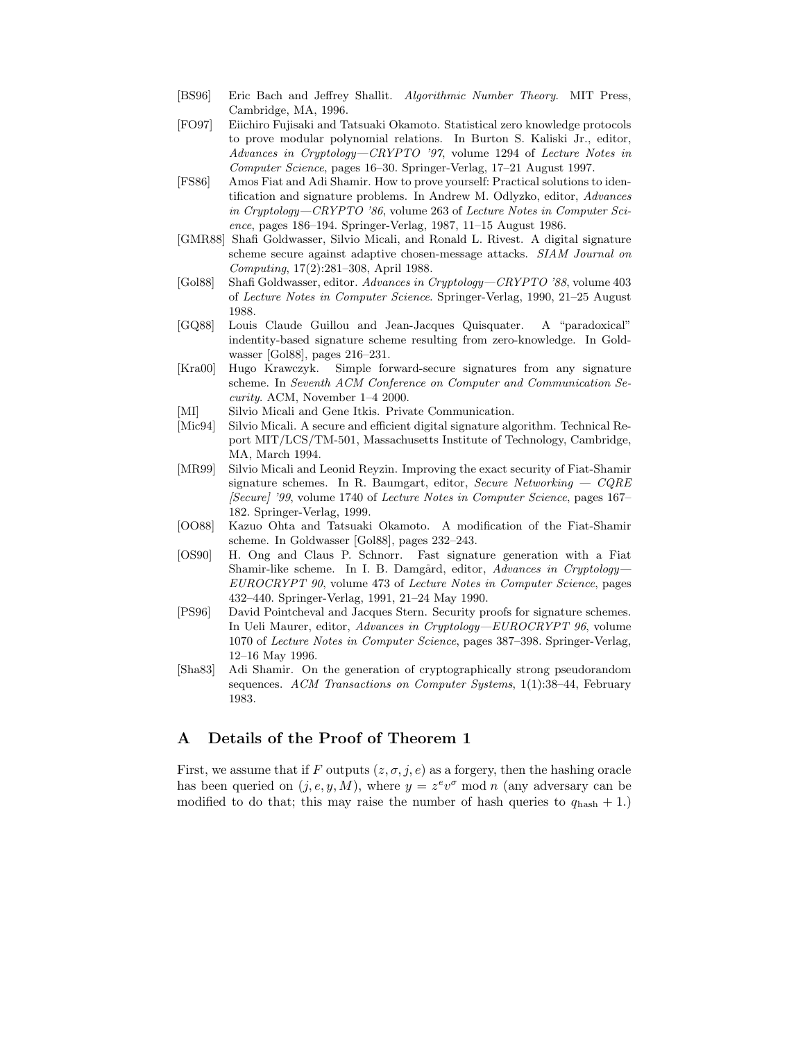[BS96] Eric Bach and Jeffrey Shallit. *Algorithmic Number Theory*. MIT Press, Cambridge, MA, 1996.

[FO97] Eiichiro Fujisaki and Tatsuaki Okamoto. Statistical zero knowledge protocols to prove modular polynomial relations. In Burton S. Kaliski Jr., editor, *Advances in Cryptology—CRYPTO '97*, volume 1294 of *Lecture Notes in Computer Science*, pages 16–30. Springer-Verlag, 17–21 August 1997.

[FS86] Amos Fiat and Adi Shamir. How to prove yourself: Practical solutions to identification and signature problems. In Andrew M. Odlyzko, editor, *Advances in Cryptology—CRYPTO '86*, volume 263 of *Lecture Notes in Computer Science*, pages 186–194. Springer-Verlag, 1987, 11–15 August 1986.

[GMR88] Shafi Goldwasser, Silvio Micali, and Ronald L. Rivest. A digital signature scheme secure against adaptive chosen-message attacks. *SIAM Journal on Computing*, 17(2):281–308, April 1988.

[Gol88] Shafi Goldwasser, editor. *Advances in Cryptology—CRYPTO '88*, volume 403 of *Lecture Notes in Computer Science*. Springer-Verlag, 1990, 21–25 August 1988.

[GQ88] Louis Claude Guillou and Jean-Jacques Quisquater. A "paradoxical" indentity-based signature scheme resulting from zero-knowledge. In Goldwasser [Gol88], pages 216–231.

[Kra00] Hugo Krawczyk. Simple forward-secure signatures from any signature scheme. In *Seventh ACM Conference on Computer and Communication Security*. ACM, November 1–4 2000.

[MI] Silvio Micali and Gene Itkis. Private Communication.

[Mic94] Silvio Micali. A secure and efficient digital signature algorithm. Technical Report MIT/LCS/TM-501, Massachusetts Institute of Technology, Cambridge, MA, March 1994.

[MR99] Silvio Micali and Leonid Reyzin. Improving the exact security of Fiat-Shamir signature schemes. In R. Baumgart, editor, *Secure Networking — CQRE [Secure] '99*, volume 1740 of *Lecture Notes in Computer Science*, pages 167–182. Springer-Verlag, 1999.

[OO88] Kazuo Ohta and Tatsuaki Okamoto. A modification of the Fiat-Shamir scheme. In Goldwasser [Gol88], pages 232–243.

[OS90] H. Ong and Claus P. Schnorr. Fast signature generation with a Fiat Shamir-like scheme. In I. B. Damgård, editor, *Advances in Cryptology—EUROCRYPT 90*, volume 473 of *Lecture Notes in Computer Science*, pages 432–440. Springer-Verlag, 1991, 21–24 May 1990.

[PS96] David Pointcheval and Jacques Stern. Security proofs for signature schemes. In Ueli Maurer, editor, *Advances in Cryptology—EUROCRYPT 96*, volume 1070 of *Lecture Notes in Computer Science*, pages 387–398. Springer-Verlag, 12–16 May 1996.

[Sha83] Adi Shamir. On the generation of cryptographically strong pseudorandom sequences. *ACM Transactions on Computer Systems*, 1(1):38–44, February 1983.

# A Details of the Proof of Theorem 1

First, we assume that if $F$ outputs $(z, \sigma, j, e)$ as a forgery, then the hashing oracle has been queried on $(j, e, y, M)$, where $y = z^e v^\sigma \bmod n$ (any adversary can be modified to do that; this may raise the number of hash queries to $q_{\text{hash}} + 1$.)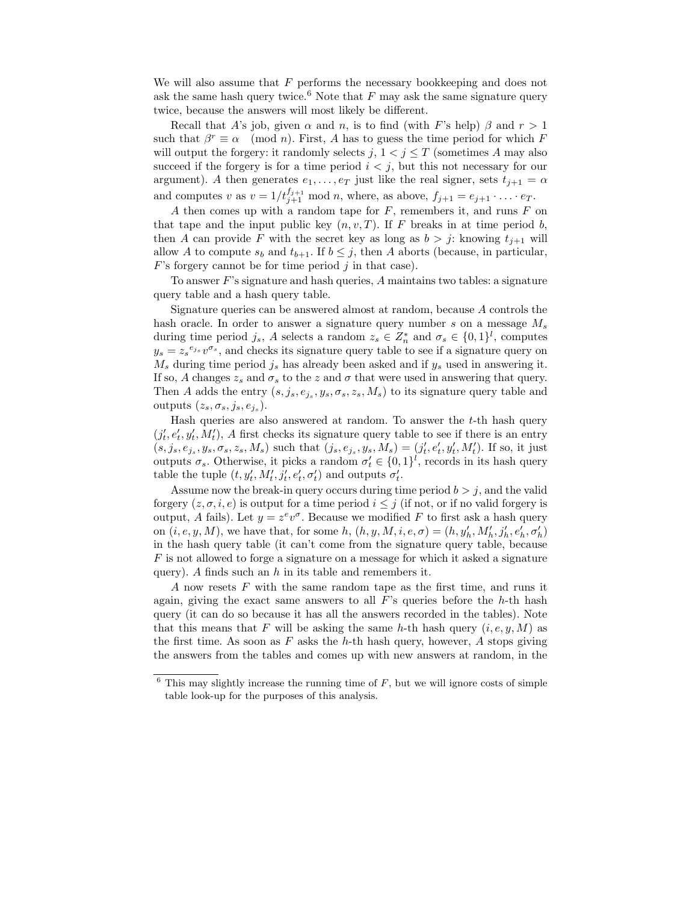We will also assume that $F$ performs the necessary bookkeeping and does not ask the same hash query twice.[6] Note that $F$ may ask the same signature query twice, because the answers will most likely be different.

Recall that $A$'s job, given $\alpha$ and $n$, is to find (with $F$'s help) $\beta$ and $r > 1$ such that $\beta^r \equiv \alpha \pmod n$. First, $A$ has to guess the time period for which $F$ will output the forgery: it randomly selects $j$, $1 < j \le T$ (sometimes $A$ may also succeed if the forgery is for a time period $i < j$, but this not necessary for our argument). $A$ then generates $e_1, \ldots, e_T$ just like the real signer, sets $t_{j+1} = \alpha$ and computes $v$ as $v = 1/t_{j+1}^{f_{j+1}} \bmod n$, where, as above, $f_{j+1} = e_{j+1} \cdot \ldots \cdot e_T$.

$A$ then comes up with a random tape for $F$, remembers it, and runs $F$ on that tape and the input public key $(n, v, T)$. If $F$ breaks in at time period $b$, then $A$ can provide $F$ with the secret key as long as $b > j$: knowing $t_{j+1}$ will allow $A$ to compute $s_b$ and $t_{b+1}$. If $b \le j$, then $A$ aborts (because, in particular, $F$'s forgery cannot be for time period $j$ in that case).

To answer $F$'s signature and hash queries, $A$ maintains two tables: a signature query table and a hash query table.

Signature queries can be answered almost at random, because $A$ controls the hash oracle. In order to answer a signature query number $s$ on a message $M_s$ during time period $j_s$, $A$ selects a random $z_s \in Z_n^*$ and $\sigma_s \in \{0,1\}^l$, computes $y_s = {z_s}^{e_{j_s}} v^{\sigma_s}$, and checks its signature query table to see if a signature query on $M_s$ during time period $j_s$ has already been asked and if $y_s$ used in answering it. If so, $A$ changes $z_s$ and $\sigma_s$ to the $z$ and $\sigma$ that were used in answering that query. Then $A$ adds the entry $(s, j_s, e_{j_s}, y_s, \sigma_s, z_s, M_s)$ to its signature query table and outputs $(z_s, \sigma_s, j_s, e_{j_s})$.

Hash queries are also answered at random. To answer the $t$-th hash query $(j'_t, e'_t, y'_t, M'_t)$, $A$ first checks its signature query table to see if there is an entry $(s, j_s, e_{j_s}, y_s, \sigma_s, z_s, M_s)$ such that $(j_s, e_{j_s}, y_s, M_s) = (j'_t, e'_t, y'_t, M'_t)$. If so, it just outputs $\sigma_s$. Otherwise, it picks a random $\sigma'_t \in \{0,1\}^l$, records in its hash query table the tuple $(t, y'_t, M'_t, j'_t, e'_t, \sigma'_t)$ and outputs $\sigma'_t$.

Assume now the break-in query occurs during time period $b > j$, and the valid forgery $(z, \sigma, i, e)$ is output for a time period $i \le j$ (if not, or if no valid forgery is output, $A$ fails). Let $y = z^e v^\sigma$. Because we modified $F$ to first ask a hash query on $(i, e, y, M)$, we have that, for some $h$, $(h, y, M, i, e, \sigma) = (h, y'_h, M'_h, j'_h, e'_h, \sigma'_h)$ in the hash query table (it can't come from the signature query table, because $F$ is not allowed to forge a signature on a message for which it asked a signature query). $A$ finds such an $h$ in its table and remembers it.

$A$ now resets $F$ with the same random tape as the first time, and runs it again, giving the exact same answers to all $F$'s queries before the $h$-th hash query (it can do so because it has all the answers recorded in the tables). Note that this means that $F$ will be asking the same $h$-th hash query $(i, e, y, M)$ as the first time. As soon as $F$ asks the $h$-th hash query, however, $A$ stops giving the answers from the tables and comes up with new answers at random, in the

---

[6] This may slightly increase the running time of $F$, but we will ignore costs of simple table look-up for the purposes of this analysis.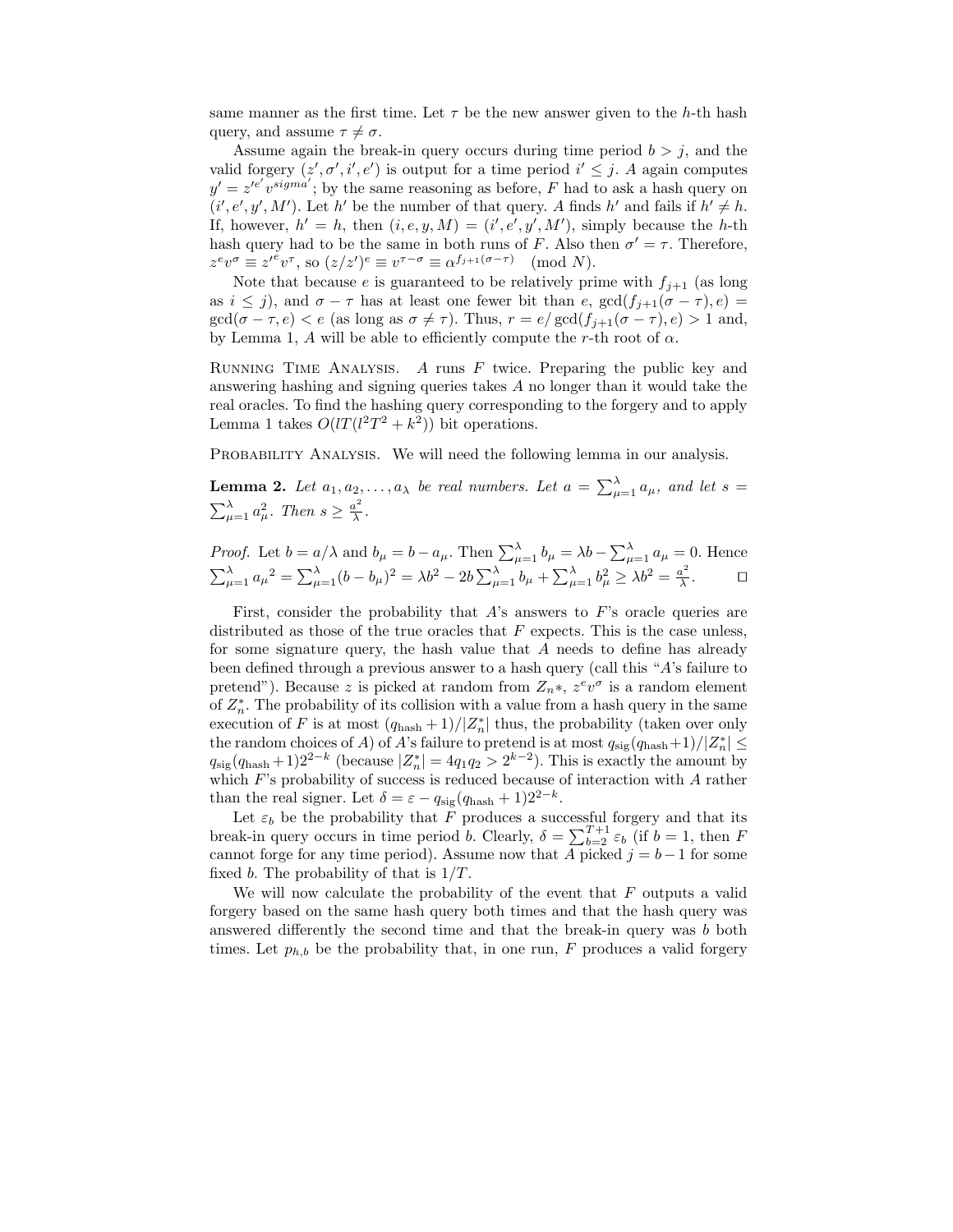same manner as the first time. Let $\tau$ be the new answer given to the $h$-th hash query, and assume $\tau \neq \sigma$.

Assume again the break-in query occurs during time period $b > j$, and the valid forgery $(z', \sigma', i', e')$ is output for a time period $i' \leq j$. $A$ again computes $y' = z'^{e'} v^{sigma'}$; by the same reasoning as before, $F$ had to ask a hash query on $(i', e', y', M')$. Let $h'$ be the number of that query. $A$ finds $h'$ and fails if $h' \neq h$. If, however, $h' = h$, then $(i, e, y, M) = (i', e', y', M')$, simply because the $h$-th hash query had to be the same in both runs of $F$. Also then $\sigma' = \tau$. Therefore, $z^e v^\sigma \equiv z'^e v^\tau$, so $(z/z')^e \equiv v^{\tau - \sigma} \equiv \alpha^{f_{j+1}(\sigma - \tau)} \pmod N$.

Note that because $e$ is guaranteed to be relatively prime with $f_{j+1}$ (as long as $i \leq j$), and $\sigma - \tau$ has at least one fewer bit than $e$, $\gcd(f_{j+1}(\sigma - \tau), e) = \gcd(\sigma - \tau, e) < e$ (as long as $\sigma \neq \tau$). Thus, $r = e / \gcd(f_{j+1}(\sigma - \tau), e) > 1$ and, by Lemma 1, $A$ will be able to efficiently compute the $r$-th root of $\alpha$.

Running Time Analysis. $A$ runs $F$ twice. Preparing the public key and answering hashing and signing queries takes $A$ no longer than it would take the real oracles. To find the hashing query corresponding to the forgery and to apply Lemma 1 takes $O(lT(l^2T^2 + k^2))$ bit operations.

Probability Analysis. We will need the following lemma in our analysis.

**Lemma 2.** *Let $a_1, a_2, \ldots, a_\lambda$ be real numbers. Let $a = \sum_{\mu=1}^{\lambda} a_\mu$, and let $s = \sum_{\mu=1}^{\lambda} a_\mu^2$. Then $s \geq \frac{a^2}{\lambda}$.*

*Proof.* Let $b = a/\lambda$ and $b_\mu = b - a_\mu$. Then $\sum_{\mu=1}^{\lambda} b_\mu = \lambda b - \sum_{\mu=1}^{\lambda} a_\mu = 0$. Hence $\sum_{\mu=1}^{\lambda} {a_\mu}^2 = \sum_{\mu=1}^{\lambda} (b - b_\mu)^2 = \lambda b^2 - 2b \sum_{\mu=1}^{\lambda} b_\mu + \sum_{\mu=1}^{\lambda} b_\mu^2 \geq \lambda b^2 = \frac{a^2}{\lambda}$. □

First, consider the probability that $A$'s answers to $F$'s oracle queries are distributed as those of the true oracles that $F$ expects. This is the case unless, for some signature query, the hash value that $A$ needs to define has already been defined through a previous answer to a hash query (call this "$A$'s failure to pretend"). Because $z$ is picked at random from $Z_n*$, $z^e v^\sigma$ is a random element of $Z_n^*$. The probability of its collision with a value from a hash query in the same execution of $F$ is at most $(q_{\text{hash}} + 1)/|Z_n^*|$ thus, the probability (taken over only the random choices of $A$) of $A$'s failure to pretend is at most $q_{\text{sig}}(q_{\text{hash}}+1)/|Z_n^*| \leq q_{\text{sig}}(q_{\text{hash}}+1)2^{2-k}$ (because $|Z_n^*| = 4q_1q_2 > 2^{k-2}$). This is exactly the amount by which $F$'s probability of success is reduced because of interaction with $A$ rather than the real signer. Let $\delta = \varepsilon - q_{\text{sig}}(q_{\text{hash}} + 1)2^{2-k}$.

Let $\varepsilon_b$ be the probability that $F$ produces a successful forgery and that its break-in query occurs in time period $b$. Clearly, $\delta = \sum_{b=2}^{T+1} \varepsilon_b$ (if $b = 1$, then $F$ cannot forge for any time period). Assume now that $A$ picked $j = b - 1$ for some fixed $b$. The probability of that is $1/T$.

We will now calculate the probability of the event that $F$ outputs a valid forgery based on the same hash query both times and that the hash query was answered differently the second time and that the break-in query was $b$ both times. Let $p_{h,b}$ be the probability that, in one run, $F$ produces a valid forgery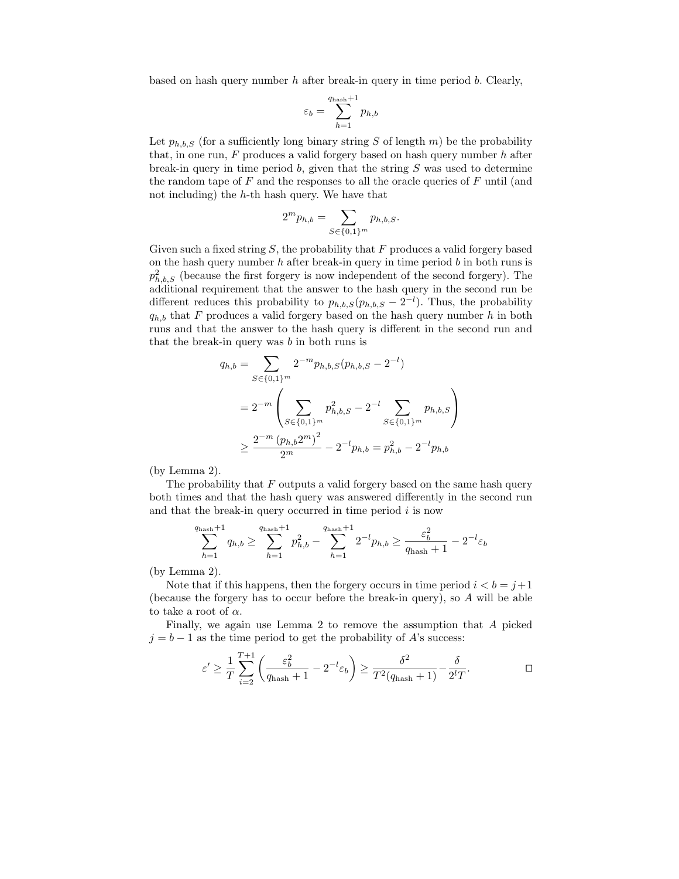based on hash query number $h$ after break-in query in time period $b$. Clearly,

$$\varepsilon_b = \sum_{h=1}^{q_{\text{hash}}+1} p_{h,b}$$

Let $p_{h,b,S}$ (for a sufficiently long binary string $S$ of length $m$) be the probability that, in one run, $F$ produces a valid forgery based on hash query number $h$ after break-in query in time period $b$, given that the string $S$ was used to determine the random tape of $F$ and the responses to all the oracle queries of $F$ until (and not including) the $h$-th hash query. We have that

$$2^m p_{h,b} = \sum_{S \in \{0,1\}^m} p_{h,b,S}.$$

Given such a fixed string $S$, the probability that $F$ produces a valid forgery based on the hash query number $h$ after break-in query in time period $b$ in both runs is $p_{h,b,S}^2$ (because the first forgery is now independent of the second forgery). The additional requirement that the answer to the hash query in the second run be different reduces this probability to $p_{h,b,S}(p_{h,b,S} - 2^{-l})$. Thus, the probability $q_{h,b}$ that $F$ produces a valid forgery based on the hash query number $h$ in both runs and that the answer to the hash query is different in the second run and that the break-in query was $b$ in both runs is

$$\begin{aligned}
q_{h,b} &= \sum_{S \in \{0,1\}^m} 2^{-m} p_{h,b,S}(p_{h,b,S} - 2^{-l}) \\
&= 2^{-m} \left( \sum_{S \in \{0,1\}^m} p_{h,b,S}^2 - 2^{-l} \sum_{S \in \{0,1\}^m} p_{h,b,S} \right) \\
&\geq \frac{2^{-m} \left(p_{h,b} 2^m\right)^2}{2^m} - 2^{-l} p_{h,b} = p_{h,b}^2 - 2^{-l} p_{h,b}
\end{aligned}$$

(by Lemma 2).

The probability that $F$ outputs a valid forgery based on the same hash query both times and that the hash query was answered differently in the second run and that the break-in query occurred in time period $i$ is now

$$\sum_{h=1}^{q_{\text{hash}}+1} q_{h,b} \geq \sum_{h=1}^{q_{\text{hash}}+1} p_{h,b}^2 - \sum_{h=1}^{q_{\text{hash}}+1} 2^{-l} p_{h,b} \geq \frac{\varepsilon_b^2}{q_{\text{hash}}+1} - 2^{-l} \varepsilon_b$$

(by Lemma 2).

Note that if this happens, then the forgery occurs in time period $i < b = j+1$ (because the forgery has to occur before the break-in query), so $A$ will be able to take a root of $\alpha$.

Finally, we again use Lemma 2 to remove the assumption that $A$ picked $j = b-1$ as the time period to get the probability of $A$'s success:

$$\varepsilon' \geq \frac{1}{T} \sum_{i=2}^{T+1} \left( \frac{\varepsilon_b^2}{q_{\text{hash}}+1} - 2^{-l} \varepsilon_b \right) \geq \frac{\delta^2}{T^2(q_{\text{hash}}+1)} - \frac{\delta}{2^l T}. \qquad \square$$